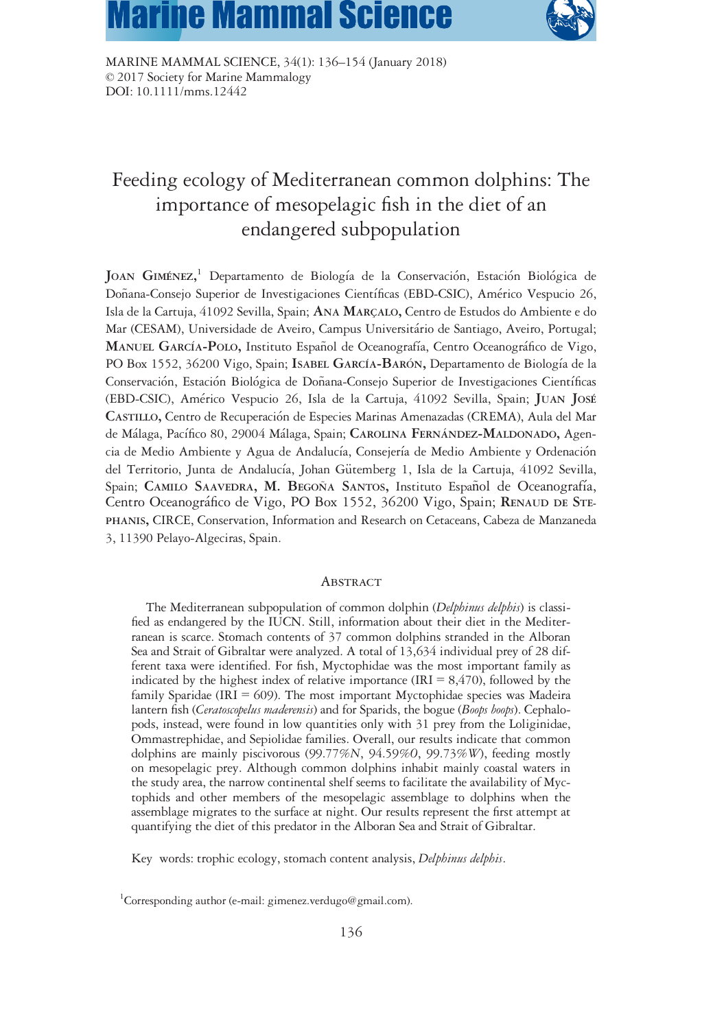MARINE MAMMAL SCIENCE, 34(1): 136–154 (January 2018)
© 2017 Society for Marine Mammalogy
DOI: 10.1111/mms.12442

# Feeding ecology of Mediterranean common dolphins: The importance of mesopelagic fish in the diet of an endangered subpopulation

**Joan Giménez**,[1] Departamento de Biología de la Conservación, Estación Biológica de Doñana-Consejo Superior de Investigaciones Científicas (EBD-CSIC), Américo Vespucio 26, Isla de la Cartuja, 41092 Sevilla, Spain; **Ana Marçalo**, Centro de Estudos do Ambiente e do Mar (CESAM), Universidade de Aveiro, Campus Universitário de Santiago, Aveiro, Portugal; **Manuel García-Polo**, Instituto Español de Oceanografía, Centro Oceanográfico de Vigo, PO Box 1552, 36200 Vigo, Spain; **Isabel García-Barón**, Departamento de Biología de la Conservación, Estación Biológica de Doñana-Consejo Superior de Investigaciones Científicas (EBD-CSIC), Américo Vespucio 26, Isla de la Cartuja, 41092 Sevilla, Spain; **Juan José Castillo**, Centro de Recuperación de Especies Marinas Amenazadas (CREMA), Aula del Mar de Málaga, Pacífico 80, 29004 Málaga, Spain; **Carolina Fernández-Maldonado**, Agencia de Medio Ambiente y Agua de Andalucía, Consejería de Medio Ambiente y Ordenación del Territorio, Junta de Andalucía, Johan Gütemberg 1, Isla de la Cartuja, 41092 Sevilla, Spain; **Camilo Saavedra, M. Begoña Santos**, Instituto Español de Oceanografía, Centro Oceanográfico de Vigo, PO Box 1552, 36200 Vigo, Spain; **Renaud de Stephanis**, CIRCE, Conservation, Information and Research on Cetaceans, Cabeza de Manzaneda 3, 11390 Pelayo-Algeciras, Spain.

## Abstract

The Mediterranean subpopulation of common dolphin (*Delphinus delphis*) is classified as endangered by the IUCN. Still, information about their diet in the Mediterranean is scarce. Stomach contents of 37 common dolphins stranded in the Alboran Sea and Strait of Gibraltar were analyzed. A total of 13,634 individual prey of 28 different taxa were identified. For fish, Myctophidae was the most important family as indicated by the highest index of relative importance (IRI = 8,470), followed by the family Sparidae (IRI = 609). The most important Myctophidae species was Madeira lantern fish (*Ceratoscopelus maderensis*) and for Sparids, the bogue (*Boops boops*). Cephalopods, instead, were found in low quantities only with 31 prey from the Loliginidae, Ommastrephidae, and Sepiolidae families. Overall, our results indicate that common dolphins are mainly piscivorous (99.77%*N*, 94.59%*O*, 99.73%*W*), feeding mostly on mesopelagic prey. Although common dolphins inhabit mainly coastal waters in the study area, the narrow continental shelf seems to facilitate the availability of Myctophids and other members of the mesopelagic assemblage to dolphins when the assemblage migrates to the surface at night. Our results represent the first attempt at quantifying the diet of this predator in the Alboran Sea and Strait of Gibraltar.

Key words: trophic ecology, stomach content analysis, *Delphinus delphis*.

[1]Corresponding author (e-mail: gimenez.verdugo@gmail.com).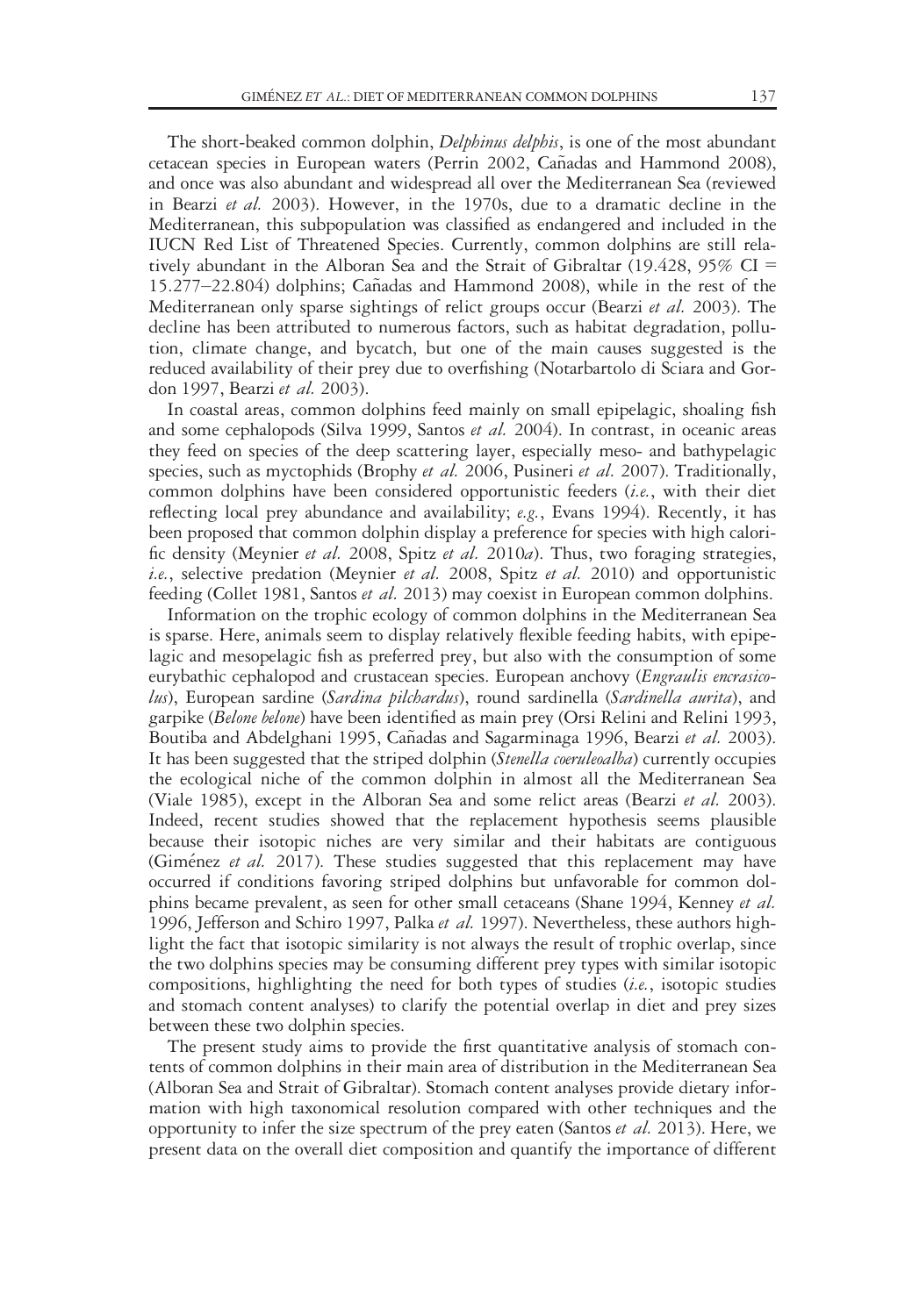The short-beaked common dolphin, *Delphinus delphis*, is one of the most abundant cetacean species in European waters (Perrin 2002, Cañadas and Hammond 2008), and once was also abundant and widespread all over the Mediterranean Sea (reviewed in Bearzi *et al.* 2003). However, in the 1970s, due to a dramatic decline in the Mediterranean, this subpopulation was classified as endangered and included in the IUCN Red List of Threatened Species. Currently, common dolphins are still relatively abundant in the Alboran Sea and the Strait of Gibraltar (19.428, 95% CI = 15.277–22.804) dolphins; Cañadas and Hammond 2008), while in the rest of the Mediterranean only sparse sightings of relict groups occur (Bearzi *et al.* 2003). The decline has been attributed to numerous factors, such as habitat degradation, pollution, climate change, and bycatch, but one of the main causes suggested is the reduced availability of their prey due to overfishing (Notarbartolo di Sciara and Gordon 1997, Bearzi *et al.* 2003).

In coastal areas, common dolphins feed mainly on small epipelagic, shoaling fish and some cephalopods (Silva 1999, Santos *et al.* 2004). In contrast, in oceanic areas they feed on species of the deep scattering layer, especially meso- and bathypelagic species, such as myctophids (Brophy *et al.* 2006, Pusineri *et al.* 2007). Traditionally, common dolphins have been considered opportunistic feeders (*i.e.*, with their diet reflecting local prey abundance and availability; *e.g.*, Evans 1994). Recently, it has been proposed that common dolphin display a preference for species with high calorific density (Meynier *et al.* 2008, Spitz *et al.* 2010*a*). Thus, two foraging strategies, *i.e.*, selective predation (Meynier *et al.* 2008, Spitz *et al.* 2010) and opportunistic feeding (Collet 1981, Santos *et al.* 2013) may coexist in European common dolphins.

Information on the trophic ecology of common dolphins in the Mediterranean Sea is sparse. Here, animals seem to display relatively flexible feeding habits, with epipelagic and mesopelagic fish as preferred prey, but also with the consumption of some eurybathic cephalopod and crustacean species. European anchovy (*Engraulis encrasicolus*), European sardine (*Sardina pilchardus*), round sardinella (*Sardinella aurita*), and garpike (*Belone belone*) have been identified as main prey (Orsi Relini and Relini 1993, Boutiba and Abdelghani 1995, Cañadas and Sagarminaga 1996, Bearzi *et al.* 2003). It has been suggested that the striped dolphin (*Stenella coeruleoalba*) currently occupies the ecological niche of the common dolphin in almost all the Mediterranean Sea (Viale 1985), except in the Alboran Sea and some relict areas (Bearzi *et al.* 2003). Indeed, recent studies showed that the replacement hypothesis seems plausible because their isotopic niches are very similar and their habitats are contiguous (Giménez *et al.* 2017). These studies suggested that this replacement may have occurred if conditions favoring striped dolphins but unfavorable for common dolphins became prevalent, as seen for other small cetaceans (Shane 1994, Kenney *et al.* 1996, Jefferson and Schiro 1997, Palka *et al.* 1997). Nevertheless, these authors highlight the fact that isotopic similarity is not always the result of trophic overlap, since the two dolphins species may be consuming different prey types with similar isotopic compositions, highlighting the need for both types of studies (*i.e.*, isotopic studies and stomach content analyses) to clarify the potential overlap in diet and prey sizes between these two dolphin species.

The present study aims to provide the first quantitative analysis of stomach contents of common dolphins in their main area of distribution in the Mediterranean Sea (Alboran Sea and Strait of Gibraltar). Stomach content analyses provide dietary information with high taxonomical resolution compared with other techniques and the opportunity to infer the size spectrum of the prey eaten (Santos *et al.* 2013). Here, we present data on the overall diet composition and quantify the importance of different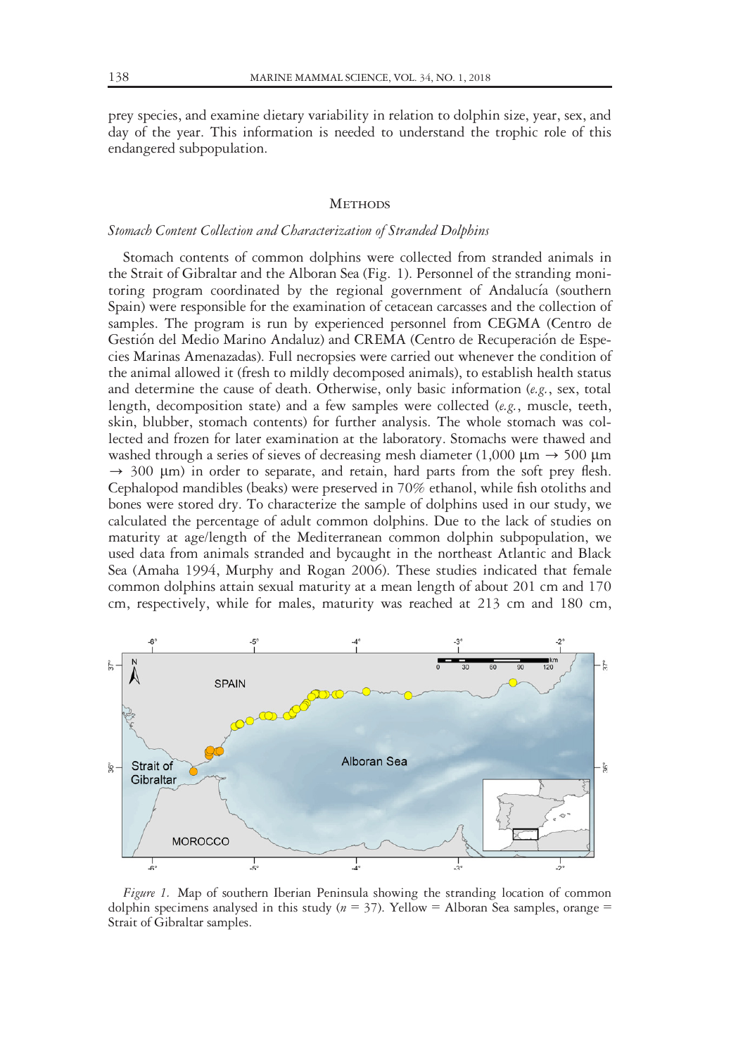prey species, and examine dietary variability in relation to dolphin size, year, sex, and day of the year. This information is needed to understand the trophic role of this endangered subpopulation.

## Methods

### *Stomach Content Collection and Characterization of Stranded Dolphins*

Stomach contents of common dolphins were collected from stranded animals in the Strait of Gibraltar and the Alboran Sea (Fig. 1). Personnel of the stranding monitoring program coordinated by the regional government of Andalucía (southern Spain) were responsible for the examination of cetacean carcasses and the collection of samples. The program is run by experienced personnel from CEGMA (Centro de Gestión del Medio Marino Andaluz) and CREMA (Centro de Recuperación de Especies Marinas Amenazadas). Full necropsies were carried out whenever the condition of the animal allowed it (fresh to mildly decomposed animals), to establish health status and determine the cause of death. Otherwise, only basic information (*e.g.*, sex, total length, decomposition state) and a few samples were collected (*e.g.*, muscle, teeth, skin, blubber, stomach contents) for further analysis. The whole stomach was collected and frozen for later examination at the laboratory. Stomachs were thawed and washed through a series of sieves of decreasing mesh diameter (1,000 μm → 500 μm → 300 μm) in order to separate, and retain, hard parts from the soft prey flesh. Cephalopod mandibles (beaks) were preserved in 70% ethanol, while fish otoliths and bones were stored dry. To characterize the sample of dolphins used in our study, we calculated the percentage of adult common dolphins. Due to the lack of studies on maturity at age/length of the Mediterranean common dolphin subpopulation, we used data from animals stranded and bycaught in the northeast Atlantic and Black Sea (Amaha 1994, Murphy and Rogan 2006). These studies indicated that female common dolphins attain sexual maturity at a mean length of about 201 cm and 170 cm, respectively, while for males, maturity was reached at 213 cm and 180 cm,

*Figure 1.* Map of southern Iberian Peninsula showing the stranding location of common dolphin specimens analysed in this study ($n$ = 37). Yellow = Alboran Sea samples, orange = Strait of Gibraltar samples.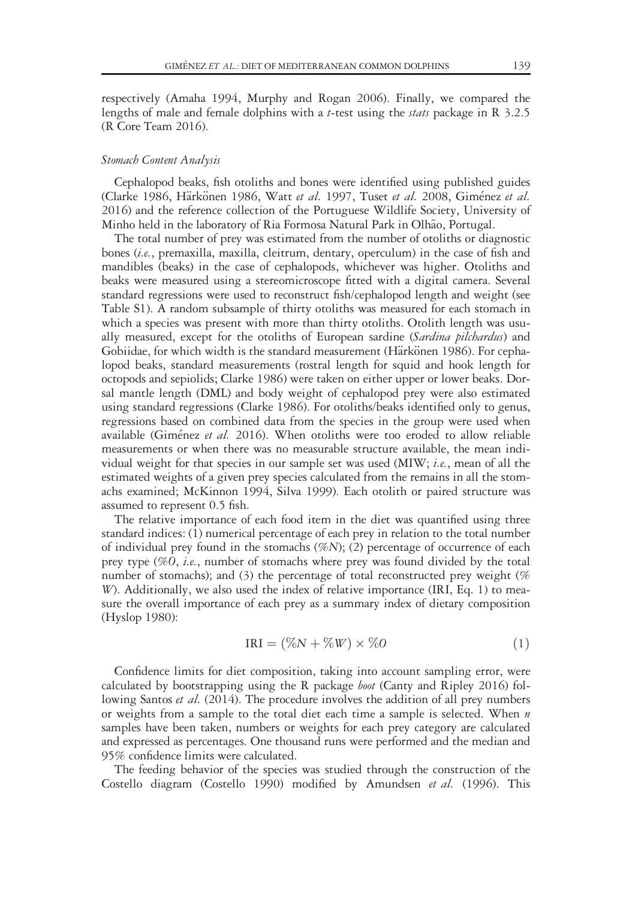respectively (Amaha 1994, Murphy and Rogan 2006). Finally, we compared the lengths of male and female dolphins with a *t*-test using the *stats* package in R 3.2.5 (R Core Team 2016).

### *Stomach Content Analysis*

Cephalopod beaks, fish otoliths and bones were identified using published guides (Clarke 1986, Härkönen 1986, Watt *et al.* 1997, Tuset *et al.* 2008, Giménez *et al.* 2016) and the reference collection of the Portuguese Wildlife Society, University of Minho held in the laboratory of Ria Formosa Natural Park in Olhão, Portugal.

The total number of prey was estimated from the number of otoliths or diagnostic bones (*i.e.*, premaxilla, maxilla, cleitrum, dentary, operculum) in the case of fish and mandibles (beaks) in the case of cephalopods, whichever was higher. Otoliths and beaks were measured using a stereomicroscope fitted with a digital camera. Several standard regressions were used to reconstruct fish/cephalopod length and weight (see Table S1). A random subsample of thirty otoliths was measured for each stomach in which a species was present with more than thirty otoliths. Otolith length was usually measured, except for the otoliths of European sardine (*Sardina pilchardus*) and Gobiidae, for which width is the standard measurement (Härkönen 1986). For cephalopod beaks, standard measurements (rostral length for squid and hook length for octopods and sepiolids; Clarke 1986) were taken on either upper or lower beaks. Dorsal mantle length (DML) and body weight of cephalopod prey were also estimated using standard regressions (Clarke 1986). For otoliths/beaks identified only to genus, regressions based on combined data from the species in the group were used when available (Giménez *et al.* 2016). When otoliths were too eroded to allow reliable measurements or when there was no measurable structure available, the mean individual weight for that species in our sample set was used (MIW; *i.e.*, mean of all the estimated weights of a given prey species calculated from the remains in all the stomachs examined; McKinnon 1994, Silva 1999). Each otolith or paired structure was assumed to represent 0.5 fish.

The relative importance of each food item in the diet was quantified using three standard indices: (1) numerical percentage of each prey in relation to the total number of individual prey found in the stomachs (%*N*); (2) percentage of occurrence of each prey type (%*O*, *i.e.*, number of stomachs where prey was found divided by the total number of stomachs); and (3) the percentage of total reconstructed prey weight (%*W*). Additionally, we also used the index of relative importance (IRI, Eq. 1) to measure the overall importance of each prey as a summary index of dietary composition (Hyslop 1980):

$$\mathrm{IRI} = (\%N + \%W) \times \%O \qquad (1)$$

Confidence limits for diet composition, taking into account sampling error, were calculated by bootstrapping using the R package *boot* (Canty and Ripley 2016) following Santos *et al.* (2014). The procedure involves the addition of all prey numbers or weights from a sample to the total diet each time a sample is selected. When $n$ samples have been taken, numbers or weights for each prey category are calculated and expressed as percentages. One thousand runs were performed and the median and 95% confidence limits were calculated.

The feeding behavior of the species was studied through the construction of the Costello diagram (Costello 1990) modified by Amundsen *et al.* (1996). This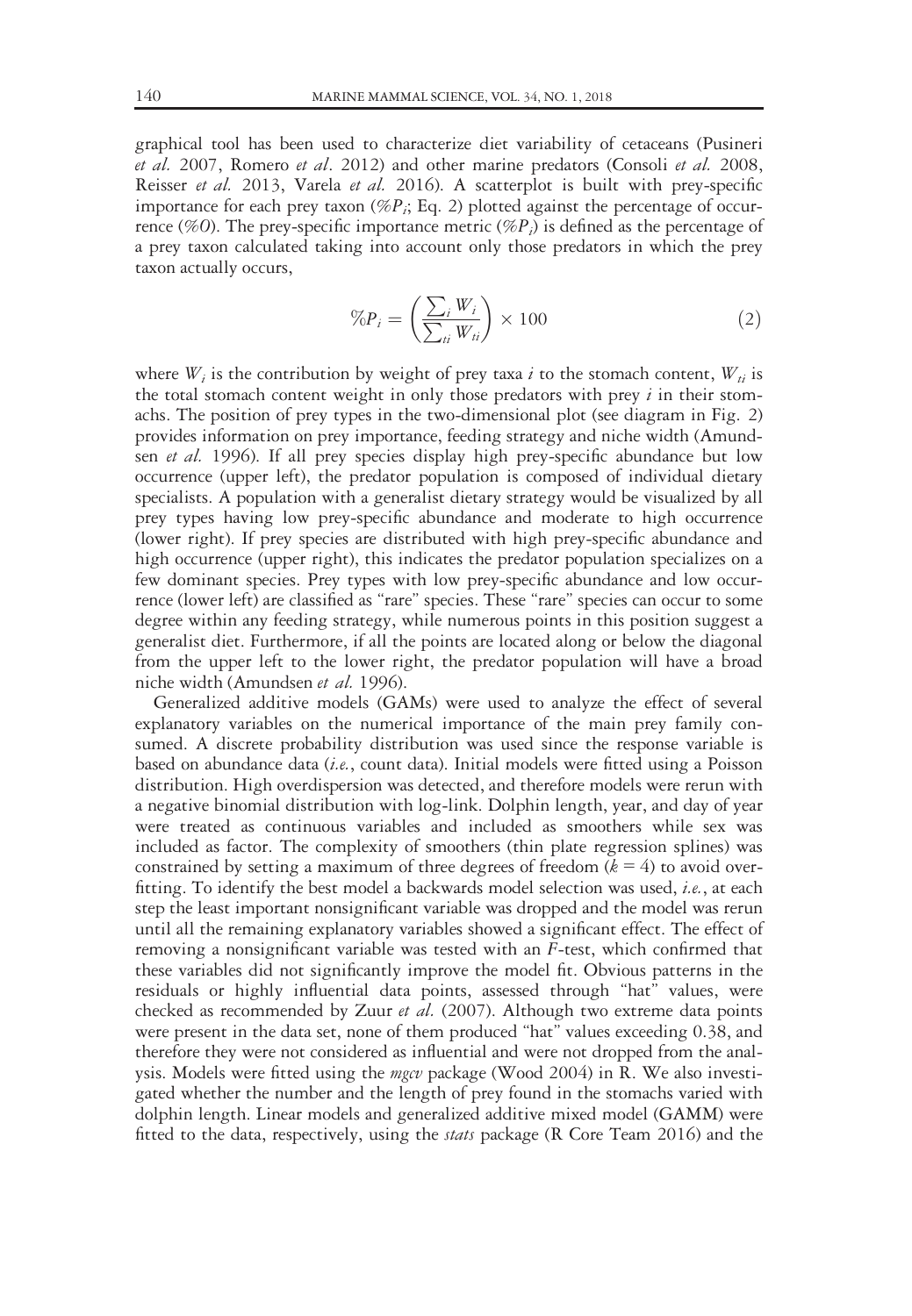graphical tool has been used to characterize diet variability of cetaceans (Pusineri *et al.* 2007, Romero *et al*. 2012) and other marine predators (Consoli *et al.* 2008, Reisser *et al.* 2013, Varela *et al.* 2016). A scatterplot is built with prey-specific importance for each prey taxon ($\%P_i$; Eq. 2) plotted against the percentage of occurrence ($\%O$). The prey-specific importance metric ($\%P_i$) is defined as the percentage of a prey taxon calculated taking into account only those predators in which the prey taxon actually occurs,

$$\%P_i = \left( \frac{\sum_i W_i}{\sum_{ti} W_{ti}} \right) \times 100 \tag{2}$$

where $W_i$ is the contribution by weight of prey taxa $i$ to the stomach content, $W_{ti}$ is the total stomach content weight in only those predators with prey $i$ in their stomachs. The position of prey types in the two-dimensional plot (see diagram in Fig. 2) provides information on prey importance, feeding strategy and niche width (Amundsen *et al.* 1996). If all prey species display high prey-specific abundance but low occurrence (upper left), the predator population is composed of individual dietary specialists. A population with a generalist dietary strategy would be visualized by all prey types having low prey-specific abundance and moderate to high occurrence (lower right). If prey species are distributed with high prey-specific abundance and high occurrence (upper right), this indicates the predator population specializes on a few dominant species. Prey types with low prey-specific abundance and low occurrence (lower left) are classified as "rare" species. These "rare" species can occur to some degree within any feeding strategy, while numerous points in this position suggest a generalist diet. Furthermore, if all the points are located along or below the diagonal from the upper left to the lower right, the predator population will have a broad niche width (Amundsen *et al.* 1996).

Generalized additive models (GAMs) were used to analyze the effect of several explanatory variables on the numerical importance of the main prey family consumed. A discrete probability distribution was used since the response variable is based on abundance data (*i.e.*, count data). Initial models were fitted using a Poisson distribution. High overdispersion was detected, and therefore models were rerun with a negative binomial distribution with log-link. Dolphin length, year, and day of year were treated as continuous variables and included as smoothers while sex was included as factor. The complexity of smoothers (thin plate regression splines) was constrained by setting a maximum of three degrees of freedom ($k = 4$) to avoid overfitting. To identify the best model a backwards model selection was used, *i.e.*, at each step the least important nonsignificant variable was dropped and the model was rerun until all the remaining explanatory variables showed a significant effect. The effect of removing a nonsignificant variable was tested with an $F$-test, which confirmed that these variables did not significantly improve the model fit. Obvious patterns in the residuals or highly influential data points, assessed through "hat" values, were checked as recommended by Zuur *et al.* (2007). Although two extreme data points were present in the data set, none of them produced "hat" values exceeding 0.38, and therefore they were not considered as influential and were not dropped from the analysis. Models were fitted using the *mgcv* package (Wood 2004) in R. We also investigated whether the number and the length of prey found in the stomachs varied with dolphin length. Linear models and generalized additive mixed model (GAMM) were fitted to the data, respectively, using the *stats* package (R Core Team 2016) and the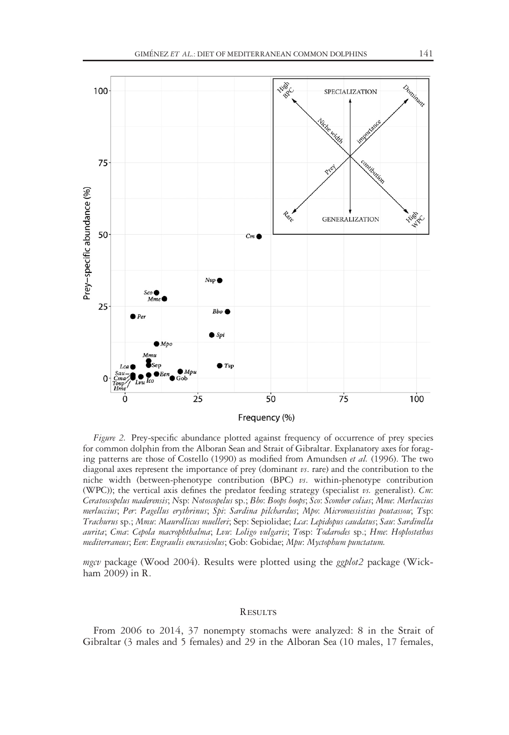*Figure 2.* Prey-specific abundance plotted against frequency of occurrence of prey species for common dolphin from the Alboran Sean and Strait of Gibraltar. Explanatory axes for foraging patterns are those of Costello (1990) as modified from Amundsen *et al.* (1996). The two diagonal axes represent the importance of prey (dominant *vs.* rare) and the contribution to the niche width (between-phenotype contribution (BPC) *vs.* within-phenotype contribution (WPC)); the vertical axis defines the predator feeding strategy (specialist *vs.* generalist). *Cm*: *Ceratoscopelus maderensis*; *N*sp: *Notoscopelus* sp.; *Bbo*: *Boops boops*; *Sco*: *Scomber colias*; *Mme*: *Merluccius merluccius*; *Per*: *Pagellus erythrinus*; *Spi*: *Sardina pilchardus*; *Mpo*: *Micromessistius poutassou*; *T*sp: *Trachurus* sp.; *Mmu*: *Maurollicus muelleri*; Sep: Sepiolidae; *Lca*: *Lepidopus caudatus*; *Sau*: *Sardinella aurita*; *Cma*: *Cepola macrophthalma*; *Lvu*: *Loligo vulgaris*; *To*sp: *Todarodes* sp.; *Hme*: *Hoplostethus mediterraneus*; *Een*: *Engraulis encrasicolus*; Gob: Gobidae; *Mpu*: *Myctophum punctatum.*

*mgcv* package (Wood 2004). Results were plotted using the *ggplot2* package (Wickham 2009) in R.

## Results

From 2006 to 2014, 37 nonempty stomachs were analyzed: 8 in the Strait of Gibraltar (3 males and 5 females) and 29 in the Alboran Sea (10 males, 17 females,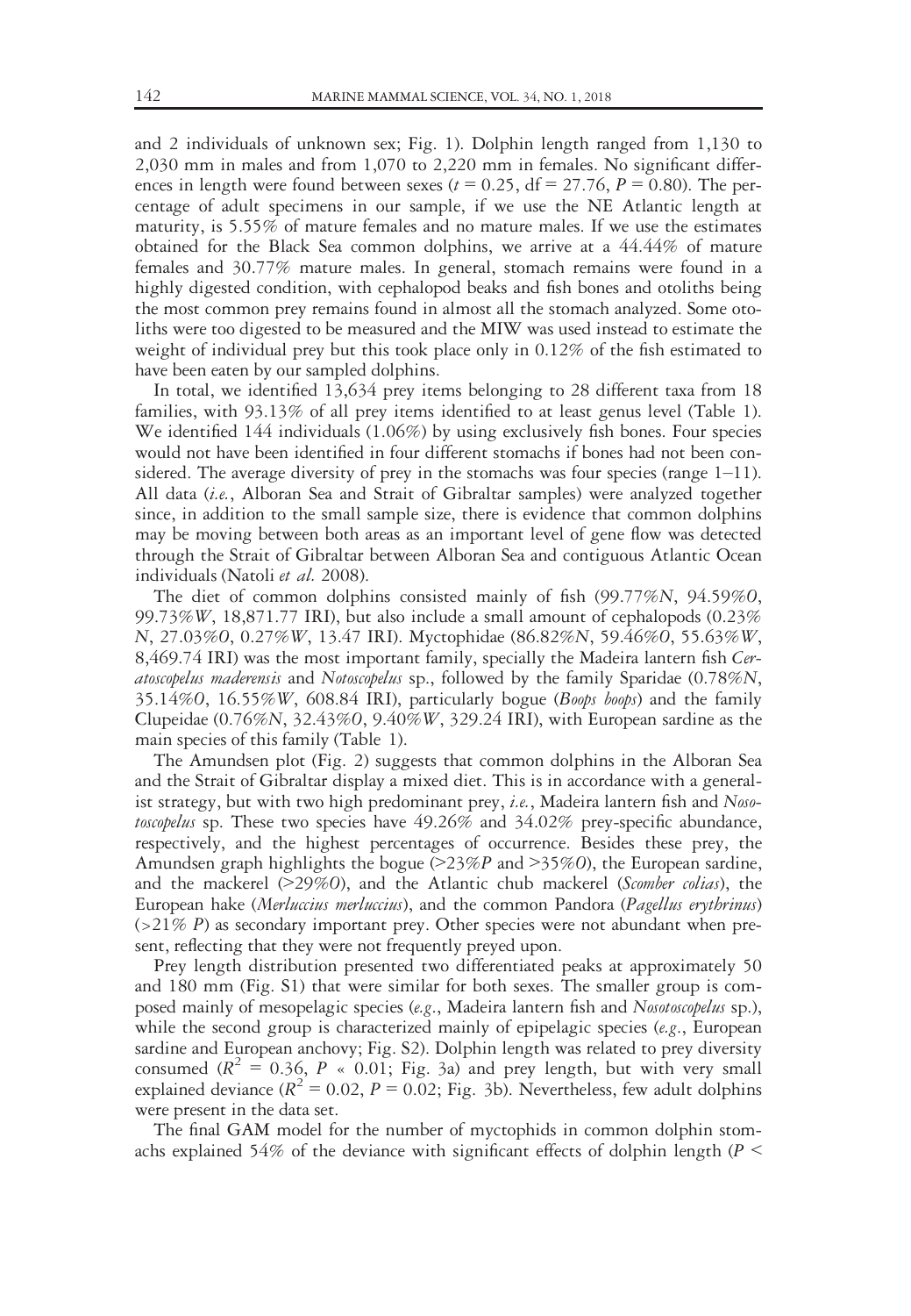and 2 individuals of unknown sex; Fig. 1). Dolphin length ranged from 1,130 to 2,030 mm in males and from 1,070 to 2,220 mm in females. No significant differences in length were found between sexes ($t = 0.25$, df = 27.76, $P = 0.80$). The percentage of adult specimens in our sample, if we use the NE Atlantic length at maturity, is 5.55% of mature females and no mature males. If we use the estimates obtained for the Black Sea common dolphins, we arrive at a 44.44% of mature females and 30.77% mature males. In general, stomach remains were found in a highly digested condition, with cephalopod beaks and fish bones and otoliths being the most common prey remains found in almost all the stomach analyzed. Some otoliths were too digested to be measured and the MIW was used instead to estimate the weight of individual prey but this took place only in 0.12% of the fish estimated to have been eaten by our sampled dolphins.

In total, we identified 13,634 prey items belonging to 28 different taxa from 18 families, with 93.13% of all prey items identified to at least genus level (Table 1). We identified 144 individuals (1.06%) by using exclusively fish bones. Four species would not have been identified in four different stomachs if bones had not been considered. The average diversity of prey in the stomachs was four species (range 1–11). All data (*i.e.*, Alboran Sea and Strait of Gibraltar samples) were analyzed together since, in addition to the small sample size, there is evidence that common dolphins may be moving between both areas as an important level of gene flow was detected through the Strait of Gibraltar between Alboran Sea and contiguous Atlantic Ocean individuals (Natoli *et al.* 2008).

The diet of common dolphins consisted mainly of fish (99.77%*N*, 94.59%*O*, 99.73%*W*, 18,871.77 IRI), but also include a small amount of cephalopods (0.23%*N*, 27.03%*O*, 0.27%*W*, 13.47 IRI). Myctophidae (86.82%*N*, 59.46%*O*, 55.63%*W*, 8,469.74 IRI) was the most important family, specially the Madeira lantern fish *Ceratoscopelus maderensis* and *Notoscopelus* sp., followed by the family Sparidae (0.78%*N*, 35.14%*O*, 16.55%*W*, 608.84 IRI), particularly bogue (*Boops boops*) and the family Clupeidae (0.76%*N*, 32.43%*O*, 9.40%*W*, 329.24 IRI), with European sardine as the main species of this family (Table 1).

The Amundsen plot (Fig. 2) suggests that common dolphins in the Alboran Sea and the Strait of Gibraltar display a mixed diet. This is in accordance with a generalist strategy, but with two high predominant prey, *i.e.*, Madeira lantern fish and *Nosotoscopelus* sp. These two species have 49.26% and 34.02% prey-specific abundance, respectively, and the highest percentages of occurrence. Besides these prey, the Amundsen graph highlights the bogue (>23%*P* and >35%*O*), the European sardine, and the mackerel (>29%*O*), and the Atlantic chub mackerel (*Scomber colias*), the European hake (*Merluccius merluccius*), and the common Pandora (*Pagellus erythrinus*) (>21% *P*) as secondary important prey. Other species were not abundant when present, reflecting that they were not frequently preyed upon.

Prey length distribution presented two differentiated peaks at approximately 50 and 180 mm (Fig. S1) that were similar for both sexes. The smaller group is composed mainly of mesopelagic species (*e.g.*, Madeira lantern fish and *Nosotoscopelus* sp.), while the second group is characterized mainly of epipelagic species (*e.g.*, European sardine and European anchovy; Fig. S2). Dolphin length was related to prey diversity consumed ($R^2 = 0.36$, $P \ll 0.01$; Fig. 3a) and prey length, but with very small explained deviance ($R^2 = 0.02$, $P = 0.02$; Fig. 3b). Nevertheless, few adult dolphins were present in the data set.

The final GAM model for the number of myctophids in common dolphin stomachs explained 54% of the deviance with significant effects of dolphin length ($P <$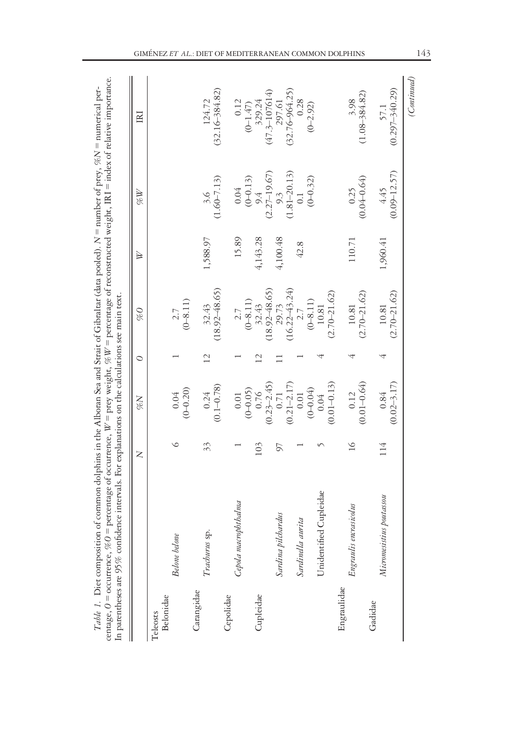*Table 1*. Diet composition of common dolphins in the Alboran Sea and Strait of Gibraltar (data pooled). *N* = number of prey, %*N* = numerical percentage, *O* = occurrence, %*O* = percentage of occurrence, *W* = prey weight, %*W* = percentage of reconstructed weight, IRI = index of relative importance. In parentheses are 95% confidence intervals. For explanations on the calculations see main text.

| | | *N* | %*N* | *O* | %*O* | *W* | %*W* | IRI |
|---|---|---|---|---|---|---|---|---|
| Teleosts | | | | | | | | |
| Belonidae | | | | | | | | |
| | *Belone belone* | 6 | 0.04 (0–0.20) | 1 | 2.7 (0–8.11) | | | |
| Carangidae | | | | | | | | |
| | *Trachurus* sp. | 33 | 0.24 (0.1–0.78) | 12 | 32.43 (18.92–48.65) | 1,588.97 | 3.6 (1.60–7.13) | 124.72 (32.16–384.82) |
| Cepolidae | | | | | | | | |
| | *Cepola macrophthalma* | 1 | 0.01 (0–0.05) | 1 | 2.7 (0–8.11) | 15.89 | 0.04 (0–0.13) | 0.12 (0–1.47) |
| Cupleidae | | 103 | 0.76 (0.23–2.45) | 12 | 32.43 (18.92–48.65) | 4,143.28 | 9.4 (2.27–19.67) | 329.24 (47.3–107614) |
| | *Sardina pilchardus* | 97 | 0.71 (0.21–2.17) | 11 | 29.73 (16.22–43.24) | 4,100.48 | 9.3 (1.81–20.13) | 297.61 (32.76–964.25) |
| | *Sardinella aurita* | 1 | 0.01 (0–0.04) | 1 | 2.7 (0–8.11) | 42.8 | 0.1 (0–0.32) | 0.28 (0–2.92) |
| | Unidentified Cupleidae | 5 | 0.04 (0.01–0.13) | 4 | 10.81 (2.70–21.62) | | | |
| Engraulidae | | | | | | | | |
| | *Engraulis encrasicolus* | 16 | 0.12 (0.01–0.64) | 4 | 10.81 (2.70–21.62) | 110.71 | 0.25 (0.04–0.64) | 3.98 (1.08–384.82) |
| Gadidae | | | | | | | | |
| | *Micromesistius poutassou* | 114 | 0.84 (0.02–3.17) | 4 | 10.81 (2.70–21.62) | 1,960.41 | 4.45 (0.09–12.57) | 57.1 (0.297–340.29) |

*(Continued)*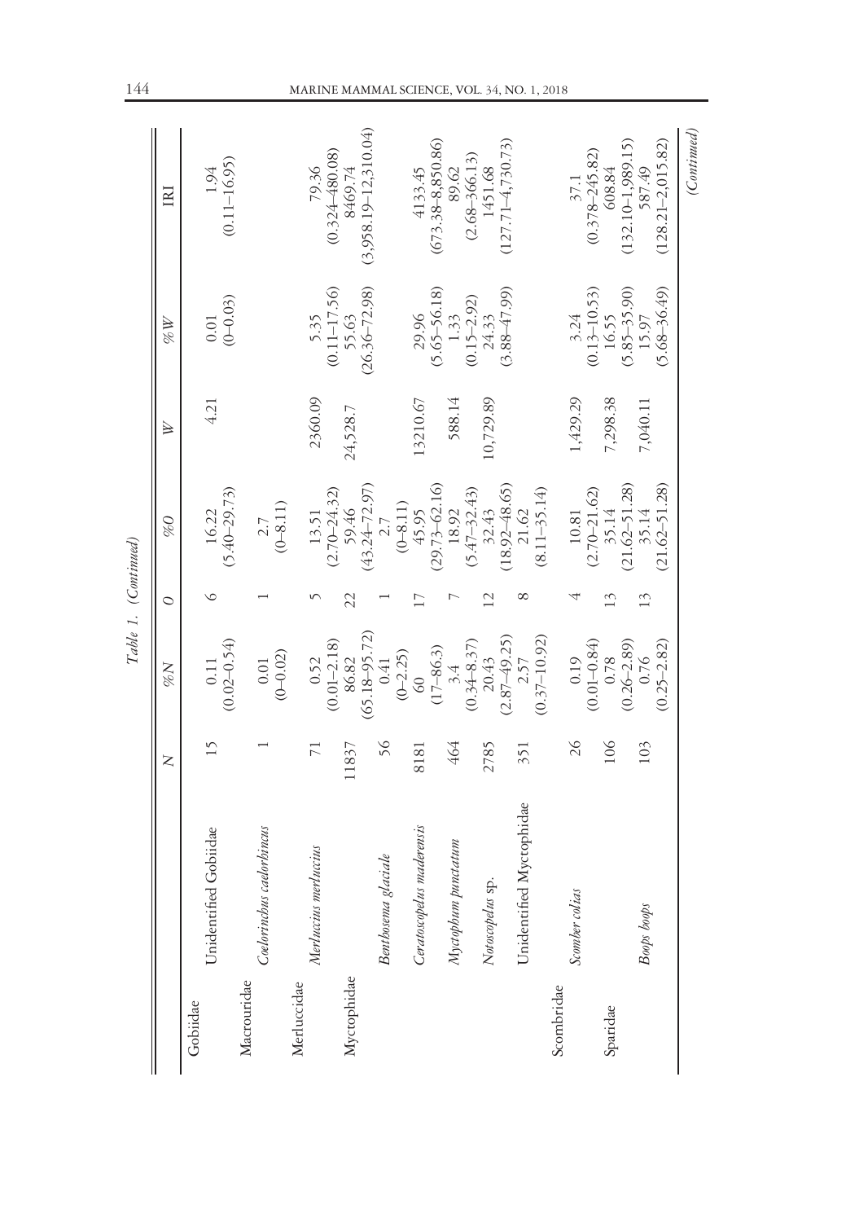Table 1. (Continued)

| | | N | %N | O | %O | W | %W | IRI |
|---|---|---|---|---|---|---|---|---|
| Gobiidae | | | | | | | | |
| | Unidentified Gobiidae | 15 | 0.11 (0.02–0.54) | 6 | 16.22 (5.40–29.73) | 4.21 | 0.01 (0–0.03) | 1.94 (0.11–16.95) |
| Macrouridae | | | | | | | | |
| | *Coelorinchus caelorhincus* | 1 | 0.01 (0–0.02) | 1 | 2.7 (0–8.11) | | | |
| Merlucciidae | | | | | | | | |
| | *Merluccius merlucius* | 71 | 0.52 (0.01–2.18) | 5 | 13.51 (2.70–24.32) | 2360.09 | 5.35 (0.11–17.56) | 79.36 (0.324–480.08) |
| Myctophidae | | 11837 | 86.82 (65.18–95.72) | 22 | 59.46 (43.24–72.97) | 24,528.7 | 55.63 (26.36–72.98) | 8469.74 (3,958.19–12,310.04) |
| | *Benthosema glaciale* | 56 | 0.41 (0–2.25) | 1 | 2.7 (0–8.11) | | | |
| | *Ceratoscopelus maderensis* | 8181 | 60 (17–86.3) | 17 | 45.95 (29.73–62.16) | 13210.67 | 29.96 (5.65–56.18) | 4133.45 (673.38–8,850.86) |
| | *Myctophum punctatum* | 464 | 3.4 (0.34–8.37) | 7 | 18.92 (5.47–32.43) | 588.14 | 1.33 (0.15–2.92) | 89.62 (2.68–366.13) |
| | *Notoscopelus* sp. | 2785 | 20.43 (2.87–49.25) | 12 | 32.43 (18.92–48.65) | 10,729.89 | 24.33 (3.88–47.99) | 1451.68 (127.71–4,730.73) |
| | Unidentified Myctophidae | 351 | 2.57 (0.37–10.92) | 8 | 21.62 (8.11–35.14) | | | |
| Scombridae | | | | | | | | |
| | *Scomber colias* | 26 | 0.19 (0.01–0.84) | 4 | 10.81 (2.70–21.62) | 1,429.29 | 3.24 (0.13–10.53) | 37.1 (0.378–245.82) |
| Sparidae | | 106 | 0.78 (0.26–2.89) | 13 | 35.14 (21.62–51.28) | 7,298.38 | 16.55 (5.85–35.90) | 608.84 (132.10–1,989.15) |
| | *Boops boops* | 103 | 0.76 (0.25–2.82) | 13 | 35.14 (21.62–51.28) | 7,040.11 | 15.97 (5.68–36.49) | 587.49 (128.21–2,015.82) |

(Continued)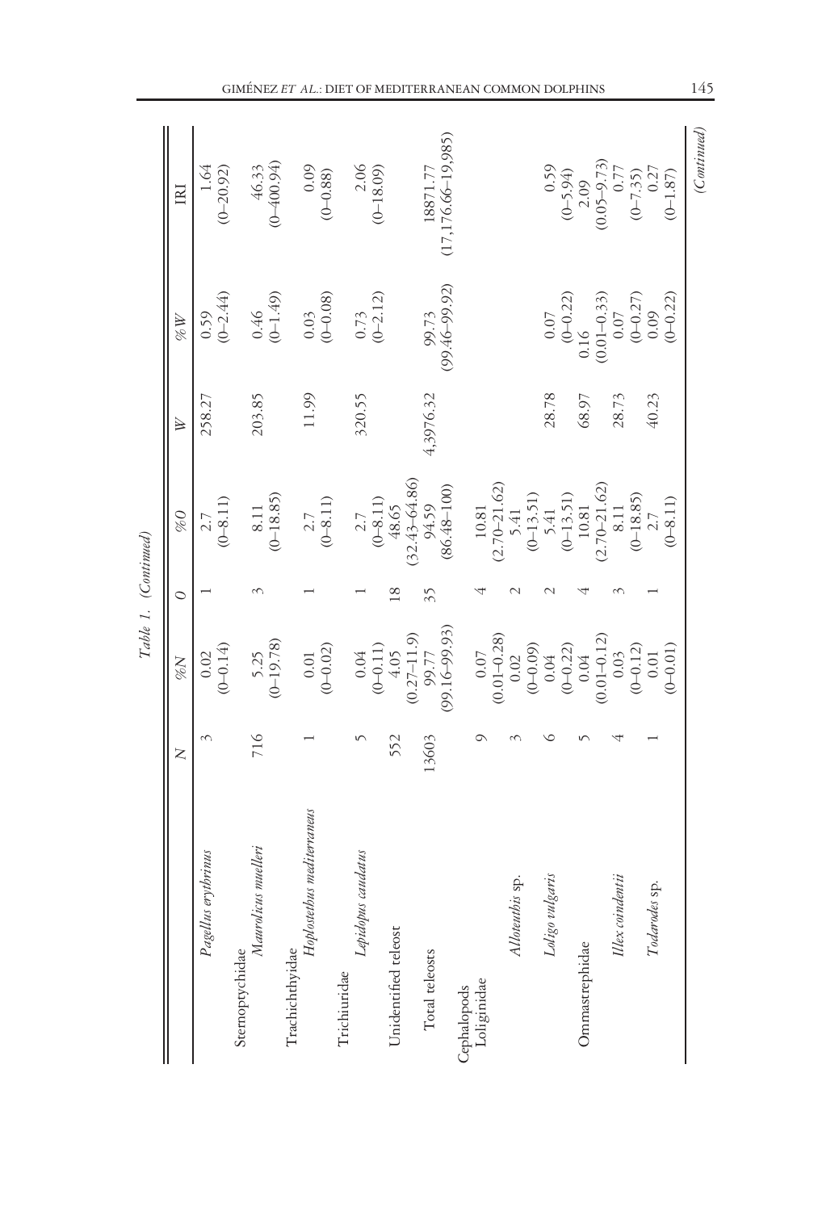Table 1. (Continued)

| | N | %N | O | %O | W | %W | IRI |
|---|---|---|---|---|---|---|---|
| *Pagellus erythrinus* | 3 | 0.02 (0–0.14) | 1 | 2.7 (0–8.11) | 258.27 | 0.59 (0–2.44) | 1.64 (0–20.92) |
| Sternoptychidae | | | | | | | |
| *Maurolicus muelleri* | 716 | 5.25 (0–19.78) | 3 | 8.11 (0–18.85) | 203.85 | 0.46 (0–1.49) | 46.33 (0–400.94) |
| Trachichthyidae | | | | | | | |
| *Hoplostethus mediterraneus* | 1 | 0.01 (0–0.02) | 1 | 2.7 (0–8.11) | 11.99 | 0.03 (0–0.08) | 0.09 (0–0.88) |
| Trichiuridae | | | | | | | |
| *Lepidopus caudatus* | 5 | 0.04 (0–0.11) | 1 | 2.7 (0–8.11) | 320.55 | 0.73 (0–2.12) | 2.06 (0–18.09) |
| Unidentified teleost | 552 | 4.05 (0.27–11.9) | 18 | 48.65 (32.43–64.86) | | | |
| Total teleosts | 13603 | 99.77 (99.16–99.93) | 35 | 94.59 (86.48–100) | 4,3976.32 | 99.73 (99.46–99.92) | 18871.77 (17,176.66–19,985) |
| Cephalopods | | | | | | | |
| Loliginidae | 9 | 0.07 (0.01–0.28) | 4 | 10.81 (2.70–21.62) | | | |
| *Alloteuthis* sp. | 3 | 0.02 (0–0.09) | 2 | 5.41 (0–13.51) | | | |
| *Loligo vulgaris* | 6 | 0.04 (0–0.22) | 2 | 5.41 (0–13.51) | 28.78 | 0.07 (0–0.22) | 0.59 (0–5.94) |
| Ommastrephidae | 5 | 0.04 (0.01–0.12) | 4 | 10.81 (2.70–21.62) | 68.97 | 0.16 (0.01–0.33) | 2.09 (0.05–9.73) |
| *Illex coindentii* | 4 | 0.03 (0–0.12) | 3 | 8.11 (0–18.85) | 28.73 | 0.07 (0–0.27) | 0.77 (0–7.35) |
| *Todarodes* sp. | 1 | 0.01 (0–0.01) | 1 | 2.7 (0–8.11) | 40.23 | 0.09 (0–0.22) | 0.27 (0–1.87) |

(Continued)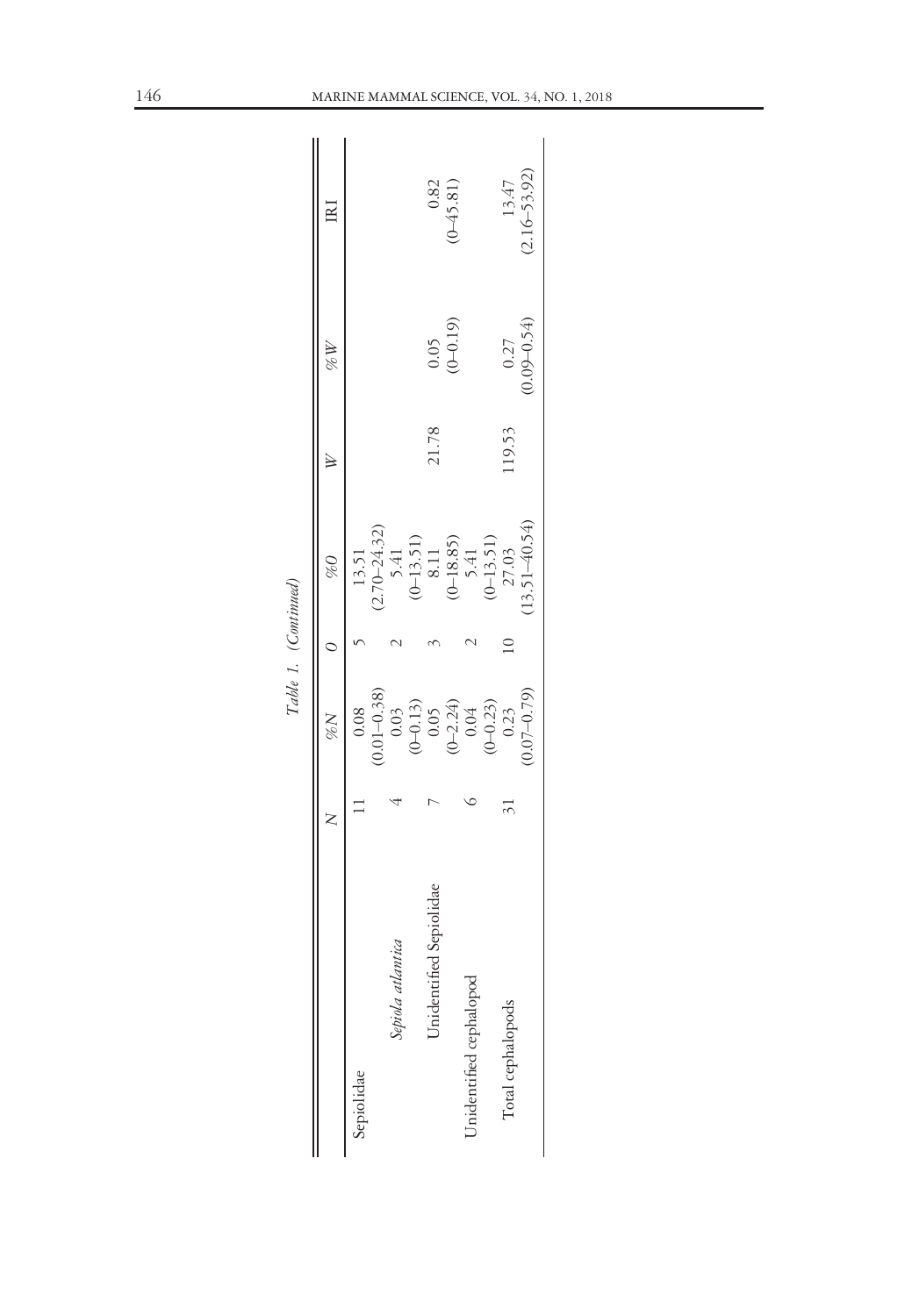Table 1. (Continued)

| | N | %N | O | %O | W | %W | IRI |
|---|---|---|---|---|---|---|---|
| Sepiolidae | 11 | 0.08 (0.01–0.38) | 5 | 13.51 (2.70–24.32) | | | |
| *Sepiola atlantica* | 4 | 0.03 (0–0.13) | 2 | 5.41 (0–13.51) | | | |
| Unidentified Sepiolidae | 7 | 0.05 (0–2.24) | 3 | 8.11 (0–18.85) | 21.78 | 0.05 (0–0.19) | 0.82 (0–45.81) |
| Unidentified cephalopod | 6 | 0.04 (0–0.23) | 2 | 5.41 (0–13.51) | | | |
| Total cephalopods | 31 | 0.23 (0.07–0.79) | 10 | 27.03 (13.51–40.54) | 119.53 | 0.27 (0.09–0.54) | 13.47 (2.16–53.92) |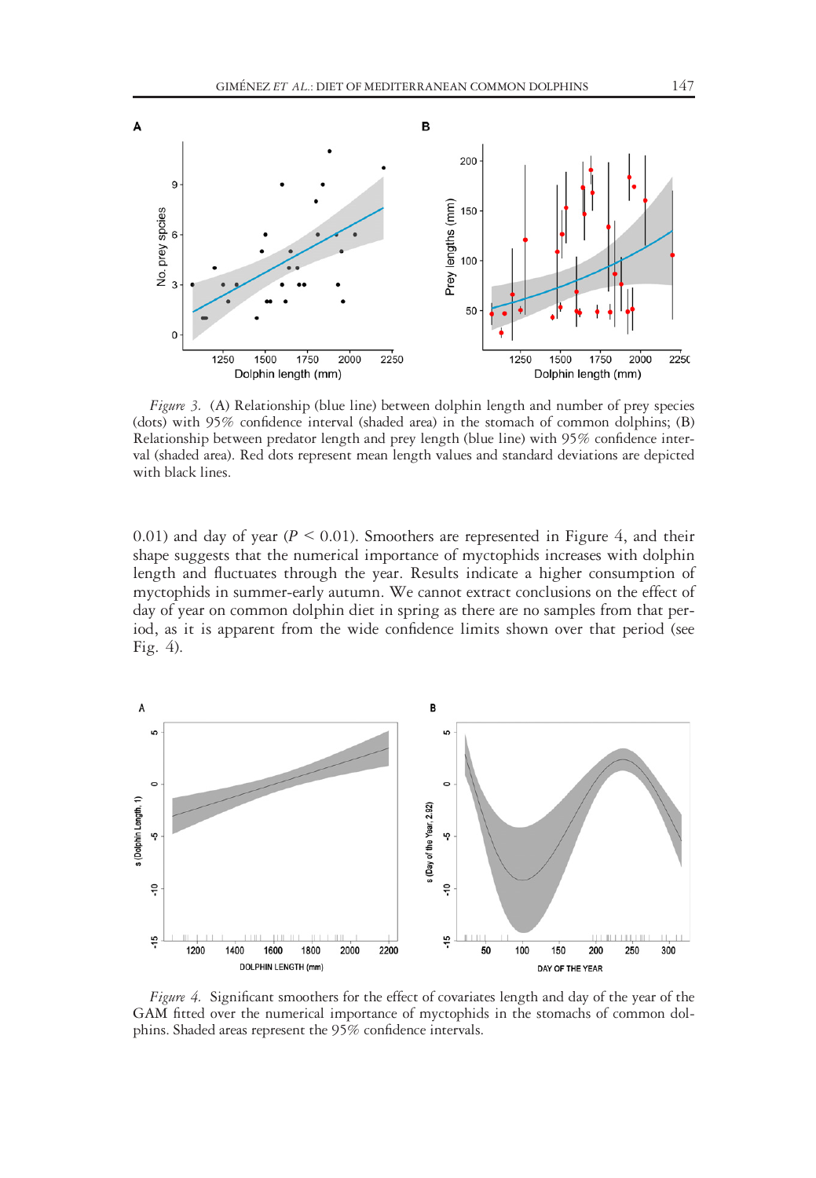*Figure 3.* (A) Relationship (blue line) between dolphin length and number of prey species (dots) with 95% confidence interval (shaded area) in the stomach of common dolphins; (B) Relationship between predator length and prey length (blue line) with 95% confidence interval (shaded area). Red dots represent mean length values and standard deviations are depicted with black lines.

0.01) and day of year ($P < 0.01$). Smoothers are represented in Figure 4, and their shape suggests that the numerical importance of myctophids increases with dolphin length and fluctuates through the year. Results indicate a higher consumption of myctophids in summer-early autumn. We cannot extract conclusions on the effect of day of year on common dolphin diet in spring as there are no samples from that period, as it is apparent from the wide confidence limits shown over that period (see Fig. 4).

*Figure 4.* Significant smoothers for the effect of covariates length and day of the year of the GAM fitted over the numerical importance of myctophids in the stomachs of common dolphins. Shaded areas represent the 95% confidence intervals.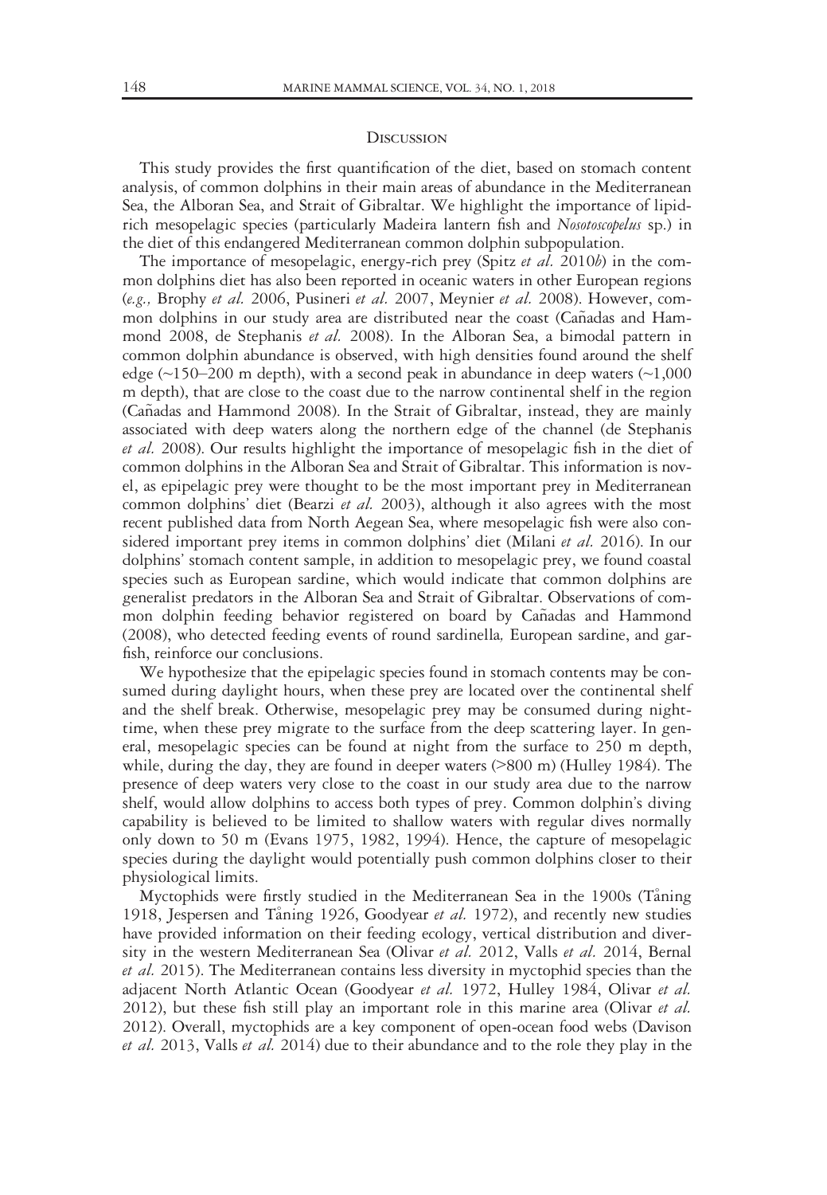## Discussion

This study provides the first quantification of the diet, based on stomach content analysis, of common dolphins in their main areas of abundance in the Mediterranean Sea, the Alboran Sea, and Strait of Gibraltar. We highlight the importance of lipid-rich mesopelagic species (particularly Madeira lantern fish and *Nosotoscopelus* sp.) in the diet of this endangered Mediterranean common dolphin subpopulation.

The importance of mesopelagic, energy-rich prey (Spitz *et al.* 2010*b*) in the common dolphins diet has also been reported in oceanic waters in other European regions (*e.g.,* Brophy *et al.* 2006, Pusineri *et al.* 2007, Meynier *et al.* 2008). However, common dolphins in our study area are distributed near the coast (Cañadas and Hammond 2008, de Stephanis *et al.* 2008). In the Alboran Sea, a bimodal pattern in common dolphin abundance is observed, with high densities found around the shelf edge (~150–200 m depth), with a second peak in abundance in deep waters (~1,000 m depth), that are close to the coast due to the narrow continental shelf in the region (Cañadas and Hammond 2008). In the Strait of Gibraltar, instead, they are mainly associated with deep waters along the northern edge of the channel (de Stephanis *et al.* 2008). Our results highlight the importance of mesopelagic fish in the diet of common dolphins in the Alboran Sea and Strait of Gibraltar. This information is novel, as epipelagic prey were thought to be the most important prey in Mediterranean common dolphins' diet (Bearzi *et al.* 2003), although it also agrees with the most recent published data from North Aegean Sea, where mesopelagic fish were also considered important prey items in common dolphins' diet (Milani *et al.* 2016). In our dolphins' stomach content sample, in addition to mesopelagic prey, we found coastal species such as European sardine, which would indicate that common dolphins are generalist predators in the Alboran Sea and Strait of Gibraltar. Observations of common dolphin feeding behavior registered on board by Cañadas and Hammond (2008), who detected feeding events of round sardinella*,* European sardine, and garfish, reinforce our conclusions.

We hypothesize that the epipelagic species found in stomach contents may be consumed during daylight hours, when these prey are located over the continental shelf and the shelf break. Otherwise, mesopelagic prey may be consumed during nighttime, when these prey migrate to the surface from the deep scattering layer. In general, mesopelagic species can be found at night from the surface to 250 m depth, while, during the day, they are found in deeper waters (>800 m) (Hulley 1984). The presence of deep waters very close to the coast in our study area due to the narrow shelf, would allow dolphins to access both types of prey. Common dolphin's diving capability is believed to be limited to shallow waters with regular dives normally only down to 50 m (Evans 1975, 1982, 1994). Hence, the capture of mesopelagic species during the daylight would potentially push common dolphins closer to their physiological limits.

Myctophids were firstly studied in the Mediterranean Sea in the 1900s (Tåning 1918, Jespersen and Tåning 1926, Goodyear *et al.* 1972), and recently new studies have provided information on their feeding ecology, vertical distribution and diversity in the western Mediterranean Sea (Olivar *et al.* 2012, Valls *et al.* 2014, Bernal *et al.* 2015). The Mediterranean contains less diversity in myctophid species than the adjacent North Atlantic Ocean (Goodyear *et al.* 1972, Hulley 1984, Olivar *et al.* 2012), but these fish still play an important role in this marine area (Olivar *et al.* 2012). Overall, myctophids are a key component of open-ocean food webs (Davison *et al.* 2013, Valls *et al.* 2014) due to their abundance and to the role they play in the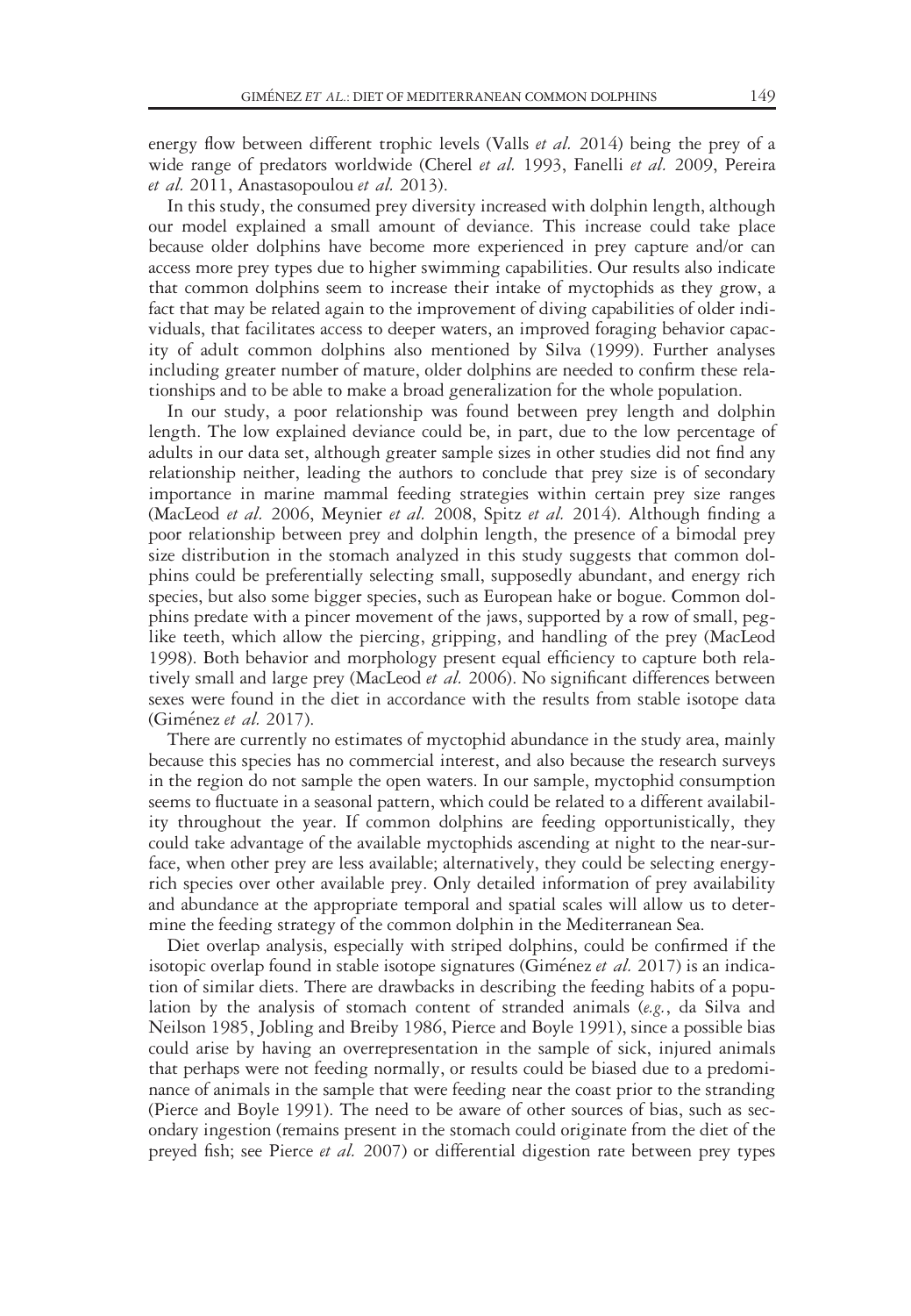energy flow between different trophic levels (Valls *et al.* 2014) being the prey of a wide range of predators worldwide (Cherel *et al.* 1993, Fanelli *et al.* 2009, Pereira *et al.* 2011, Anastasopoulou *et al.* 2013).

In this study, the consumed prey diversity increased with dolphin length, although our model explained a small amount of deviance. This increase could take place because older dolphins have become more experienced in prey capture and/or can access more prey types due to higher swimming capabilities. Our results also indicate that common dolphins seem to increase their intake of myctophids as they grow, a fact that may be related again to the improvement of diving capabilities of older individuals, that facilitates access to deeper waters, an improved foraging behavior capacity of adult common dolphins also mentioned by Silva (1999). Further analyses including greater number of mature, older dolphins are needed to confirm these relationships and to be able to make a broad generalization for the whole population.

In our study, a poor relationship was found between prey length and dolphin length. The low explained deviance could be, in part, due to the low percentage of adults in our data set, although greater sample sizes in other studies did not find any relationship neither, leading the authors to conclude that prey size is of secondary importance in marine mammal feeding strategies within certain prey size ranges (MacLeod *et al.* 2006, Meynier *et al.* 2008, Spitz *et al.* 2014). Although finding a poor relationship between prey and dolphin length, the presence of a bimodal prey size distribution in the stomach analyzed in this study suggests that common dolphins could be preferentially selecting small, supposedly abundant, and energy rich species, but also some bigger species, such as European hake or bogue. Common dolphins predate with a pincer movement of the jaws, supported by a row of small, peg-like teeth, which allow the piercing, gripping, and handling of the prey (MacLeod 1998). Both behavior and morphology present equal efficiency to capture both relatively small and large prey (MacLeod *et al.* 2006). No significant differences between sexes were found in the diet in accordance with the results from stable isotope data (Giménez *et al.* 2017).

There are currently no estimates of myctophid abundance in the study area, mainly because this species has no commercial interest, and also because the research surveys in the region do not sample the open waters. In our sample, myctophid consumption seems to fluctuate in a seasonal pattern, which could be related to a different availability throughout the year. If common dolphins are feeding opportunistically, they could take advantage of the available myctophids ascending at night to the near-surface, when other prey are less available; alternatively, they could be selecting energy-rich species over other available prey. Only detailed information of prey availability and abundance at the appropriate temporal and spatial scales will allow us to determine the feeding strategy of the common dolphin in the Mediterranean Sea.

Diet overlap analysis, especially with striped dolphins, could be confirmed if the isotopic overlap found in stable isotope signatures (Giménez *et al.* 2017) is an indication of similar diets. There are drawbacks in describing the feeding habits of a population by the analysis of stomach content of stranded animals (*e.g.*, da Silva and Neilson 1985, Jobling and Breiby 1986, Pierce and Boyle 1991), since a possible bias could arise by having an overrepresentation in the sample of sick, injured animals that perhaps were not feeding normally, or results could be biased due to a predominance of animals in the sample that were feeding near the coast prior to the stranding (Pierce and Boyle 1991). The need to be aware of other sources of bias, such as secondary ingestion (remains present in the stomach could originate from the diet of the preyed fish; see Pierce *et al.* 2007) or differential digestion rate between prey types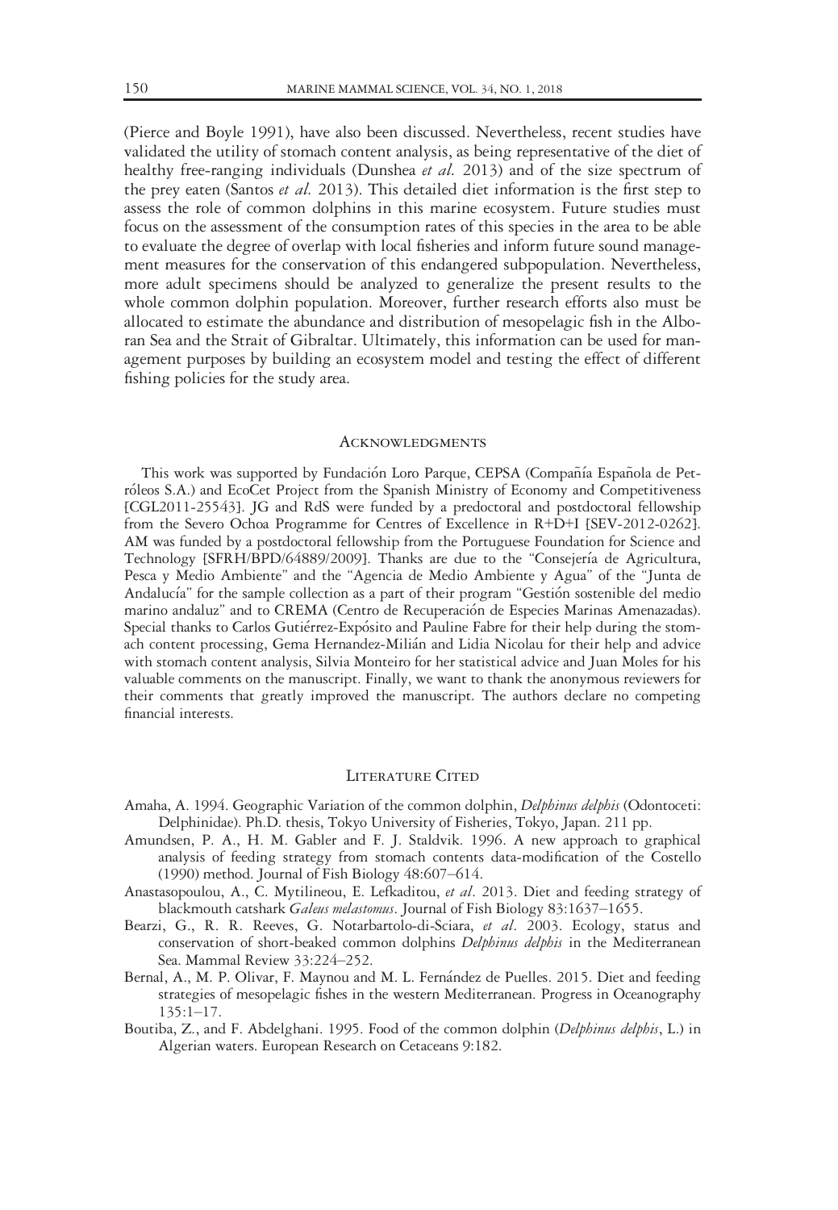(Pierce and Boyle 1991), have also been discussed. Nevertheless, recent studies have validated the utility of stomach content analysis, as being representative of the diet of healthy free-ranging individuals (Dunshea *et al.* 2013) and of the size spectrum of the prey eaten (Santos *et al.* 2013). This detailed diet information is the first step to assess the role of common dolphins in this marine ecosystem. Future studies must focus on the assessment of the consumption rates of this species in the area to be able to evaluate the degree of overlap with local fisheries and inform future sound management measures for the conservation of this endangered subpopulation. Nevertheless, more adult specimens should be analyzed to generalize the present results to the whole common dolphin population. Moreover, further research efforts also must be allocated to estimate the abundance and distribution of mesopelagic fish in the Alboran Sea and the Strait of Gibraltar. Ultimately, this information can be used for management purposes by building an ecosystem model and testing the effect of different fishing policies for the study area.

## Acknowledgments

This work was supported by Fundación Loro Parque, CEPSA (Compañía Española de Petróleos S.A.) and EcoCet Project from the Spanish Ministry of Economy and Competitiveness [CGL2011-25543]. JG and RdS were funded by a predoctoral and postdoctoral fellowship from the Severo Ochoa Programme for Centres of Excellence in R+D+I [SEV-2012-0262]. AM was funded by a postdoctoral fellowship from the Portuguese Foundation for Science and Technology [SFRH/BPD/64889/2009]. Thanks are due to the "Consejería de Agricultura, Pesca y Medio Ambiente" and the "Agencia de Medio Ambiente y Agua" of the "Junta de Andalucía" for the sample collection as a part of their program "Gestión sostenible del medio marino andaluz" and to CREMA (Centro de Recuperación de Especies Marinas Amenazadas). Special thanks to Carlos Gutiérrez-Expósito and Pauline Fabre for their help during the stomach content processing, Gema Hernandez-Milián and Lidia Nicolau for their help and advice with stomach content analysis, Silvia Monteiro for her statistical advice and Juan Moles for his valuable comments on the manuscript. Finally, we want to thank the anonymous reviewers for their comments that greatly improved the manuscript. The authors declare no competing financial interests.

## Literature Cited

Amaha, A. 1994. Geographic Variation of the common dolphin, *Delphinus delphis* (Odontoceti: Delphinidae). Ph.D. thesis, Tokyo University of Fisheries, Tokyo, Japan. 211 pp.

Amundsen, P. A., H. M. Gabler and F. J. Staldvik. 1996. A new approach to graphical analysis of feeding strategy from stomach contents data-modification of the Costello (1990) method. Journal of Fish Biology 48:607–614.

Anastasopoulou, A., C. Mytilineou, E. Lefkaditou, *et al*. 2013. Diet and feeding strategy of blackmouth catshark *Galeus melastomus*. Journal of Fish Biology 83:1637–1655.

Bearzi, G., R. R. Reeves, G. Notarbartolo-di-Sciara, *et al*. 2003. Ecology, status and conservation of short-beaked common dolphins *Delphinus delphis* in the Mediterranean Sea. Mammal Review 33:224–252.

Bernal, A., M. P. Olivar, F. Maynou and M. L. Fernández de Puelles. 2015. Diet and feeding strategies of mesopelagic fishes in the western Mediterranean. Progress in Oceanography 135:1–17.

Boutiba, Z., and F. Abdelghani. 1995. Food of the common dolphin (*Delphinus delphis*, L.) in Algerian waters. European Research on Cetaceans 9:182.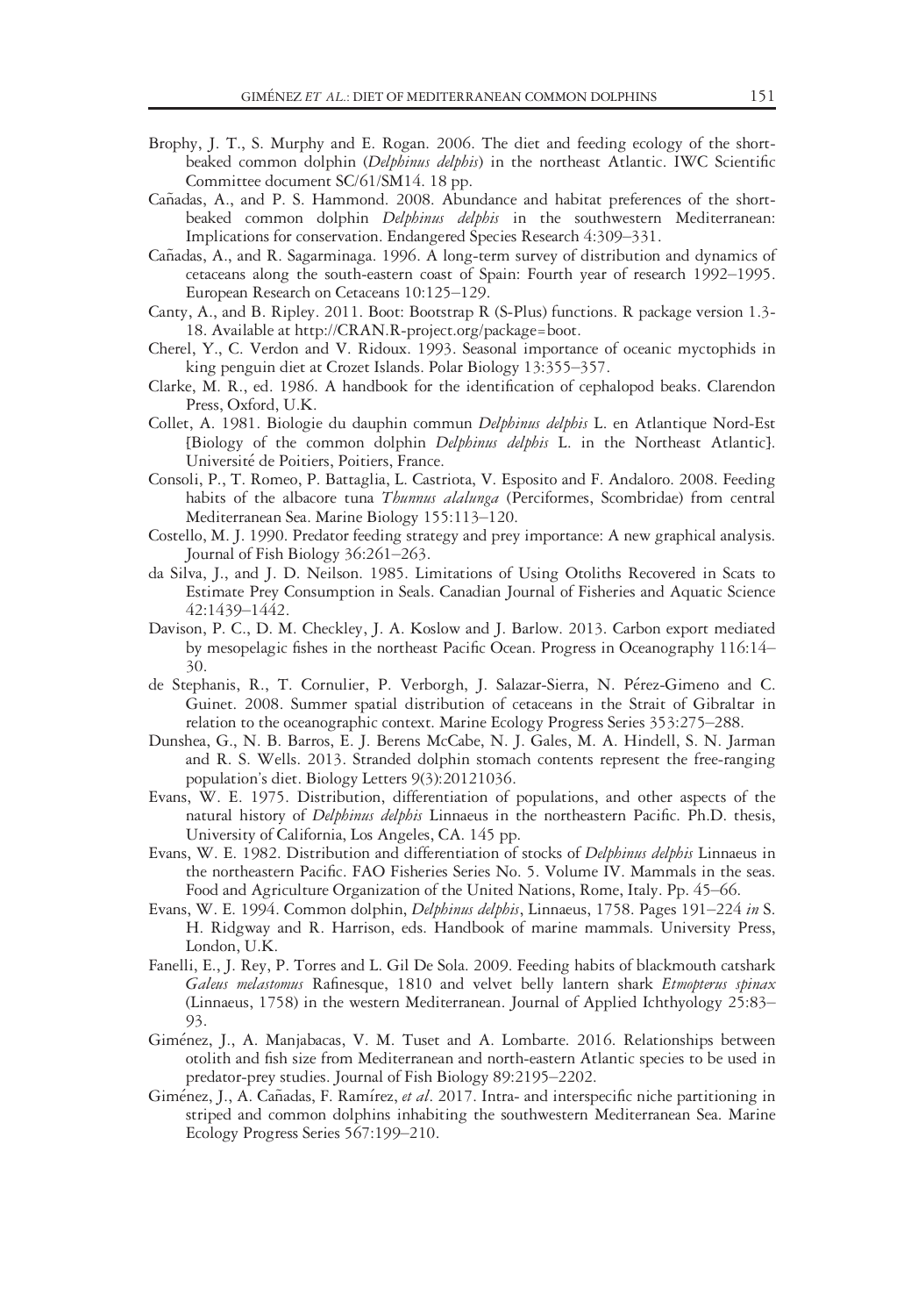Brophy, J. T., S. Murphy and E. Rogan. 2006. The diet and feeding ecology of the short-beaked common dolphin (*Delphinus delphis*) in the northeast Atlantic. IWC Scientific Committee document SC/61/SM14. 18 pp.

Cañadas, A., and P. S. Hammond. 2008. Abundance and habitat preferences of the short-beaked common dolphin *Delphinus delphis* in the southwestern Mediterranean: Implications for conservation. Endangered Species Research 4:309–331.

Cañadas, A., and R. Sagarminaga. 1996. A long-term survey of distribution and dynamics of cetaceans along the south-eastern coast of Spain: Fourth year of research 1992–1995. European Research on Cetaceans 10:125–129.

Canty, A., and B. Ripley. 2011. Boot: Bootstrap R (S-Plus) functions. R package version 1.3-18. Available at http://CRAN.R-project.org/package=boot.

Cherel, Y., C. Verdon and V. Ridoux. 1993. Seasonal importance of oceanic myctophids in king penguin diet at Crozet Islands. Polar Biology 13:355–357.

Clarke, M. R., ed. 1986. A handbook for the identification of cephalopod beaks. Clarendon Press, Oxford, U.K.

Collet, A. 1981. Biologie du dauphin commun *Delphinus delphis* L. en Atlantique Nord-Est [Biology of the common dolphin *Delphinus delphis* L. in the Northeast Atlantic]. Université de Poitiers, Poitiers, France.

Consoli, P., T. Romeo, P. Battaglia, L. Castriota, V. Esposito and F. Andaloro. 2008. Feeding habits of the albacore tuna *Thunnus alalunga* (Perciformes, Scombridae) from central Mediterranean Sea. Marine Biology 155:113–120.

Costello, M. J. 1990. Predator feeding strategy and prey importance: A new graphical analysis. Journal of Fish Biology 36:261–263.

da Silva, J., and J. D. Neilson. 1985. Limitations of Using Otoliths Recovered in Scats to Estimate Prey Consumption in Seals. Canadian Journal of Fisheries and Aquatic Science 42:1439–1442.

Davison, P. C., D. M. Checkley, J. A. Koslow and J. Barlow. 2013. Carbon export mediated by mesopelagic fishes in the northeast Pacific Ocean. Progress in Oceanography 116:14–30.

de Stephanis, R., T. Cornulier, P. Verborgh, J. Salazar-Sierra, N. Pérez-Gimeno and C. Guinet. 2008. Summer spatial distribution of cetaceans in the Strait of Gibraltar in relation to the oceanographic context. Marine Ecology Progress Series 353:275–288.

Dunshea, G., N. B. Barros, E. J. Berens McCabe, N. J. Gales, M. A. Hindell, S. N. Jarman and R. S. Wells. 2013. Stranded dolphin stomach contents represent the free-ranging population's diet. Biology Letters 9(3):20121036.

Evans, W. E. 1975. Distribution, differentiation of populations, and other aspects of the natural history of *Delphinus delphis* Linnaeus in the northeastern Pacific. Ph.D. thesis, University of California, Los Angeles, CA. 145 pp.

Evans, W. E. 1982. Distribution and differentiation of stocks of *Delphinus delphis* Linnaeus in the northeastern Pacific. FAO Fisheries Series No. 5. Volume IV. Mammals in the seas. Food and Agriculture Organization of the United Nations, Rome, Italy. Pp. 45–66.

Evans, W. E. 1994. Common dolphin, *Delphinus delphis*, Linnaeus, 1758. Pages 191–224 *in* S. H. Ridgway and R. Harrison, eds. Handbook of marine mammals. University Press, London, U.K.

Fanelli, E., J. Rey, P. Torres and L. Gil De Sola. 2009. Feeding habits of blackmouth catshark *Galeus melastomus* Rafinesque, 1810 and velvet belly lantern shark *Etmopterus spinax* (Linnaeus, 1758) in the western Mediterranean. Journal of Applied Ichthyology 25:83–93.

Giménez, J., A. Manjabacas, V. M. Tuset and A. Lombarte. 2016. Relationships between otolith and fish size from Mediterranean and north-eastern Atlantic species to be used in predator-prey studies. Journal of Fish Biology 89:2195–2202.

Giménez, J., A. Cañadas, F. Ramírez, *et al*. 2017. Intra- and interspecific niche partitioning in striped and common dolphins inhabiting the southwestern Mediterranean Sea. Marine Ecology Progress Series 567:199–210.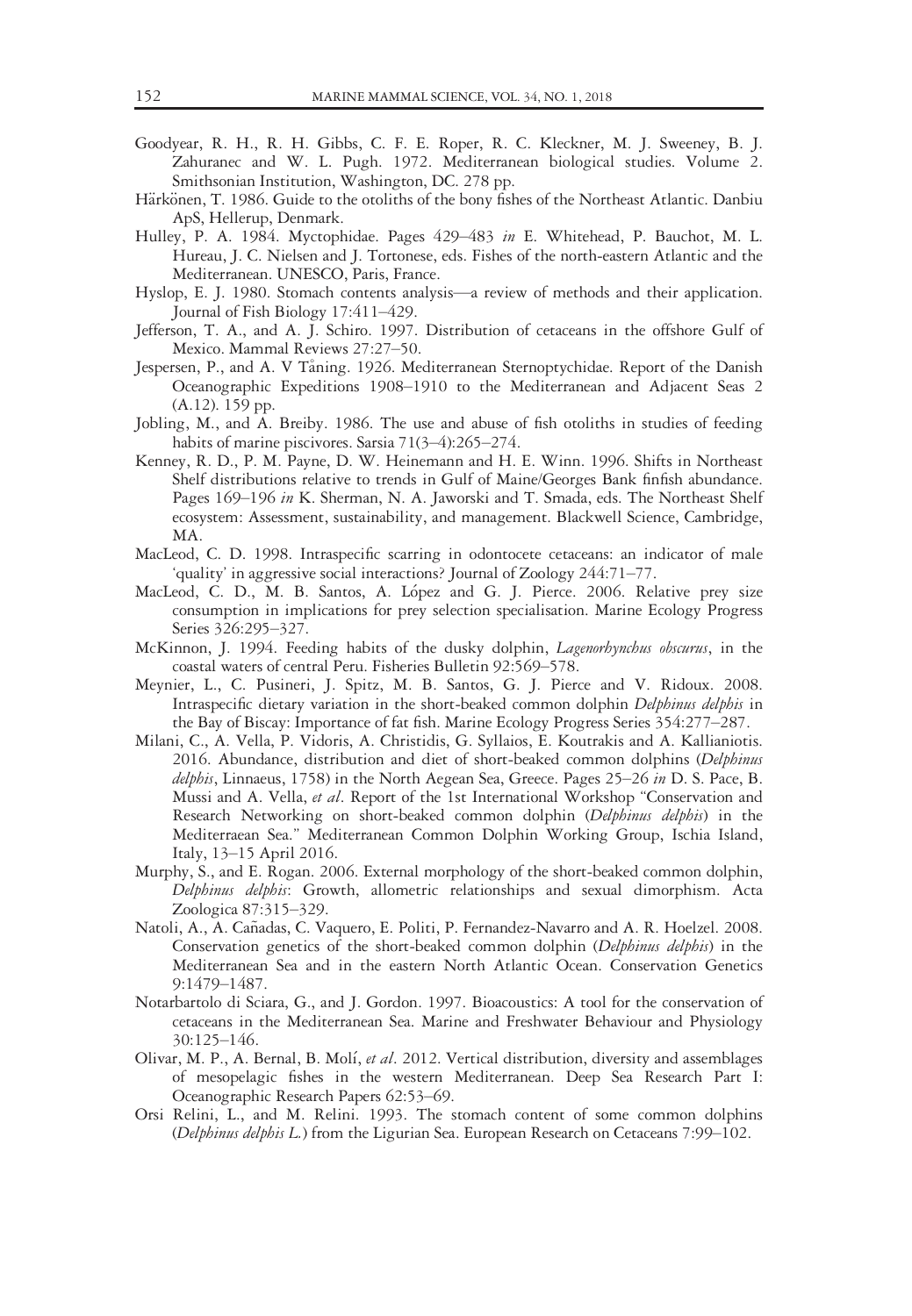Goodyear, R. H., R. H. Gibbs, C. F. E. Roper, R. C. Kleckner, M. J. Sweeney, B. J. Zahuranec and W. L. Pugh. 1972. Mediterranean biological studies. Volume 2. Smithsonian Institution, Washington, DC. 278 pp.

Härkönen, T. 1986. Guide to the otoliths of the bony fishes of the Northeast Atlantic. Danbiu ApS, Hellerup, Denmark.

Hulley, P. A. 1984. Myctophidae. Pages 429–483 *in* E. Whitehead, P. Bauchot, M. L. Hureau, J. C. Nielsen and J. Tortonese, eds. Fishes of the north-eastern Atlantic and the Mediterranean. UNESCO, Paris, France.

Hyslop, E. J. 1980. Stomach contents analysis—a review of methods and their application. Journal of Fish Biology 17:411–429.

Jefferson, T. A., and A. J. Schiro. 1997. Distribution of cetaceans in the offshore Gulf of Mexico. Mammal Reviews 27:27–50.

Jespersen, P., and A. V Tåning. 1926. Mediterranean Sternoptychidae. Report of the Danish Oceanographic Expeditions 1908–1910 to the Mediterranean and Adjacent Seas 2 (A.12). 159 pp.

Jobling, M., and A. Breiby. 1986. The use and abuse of fish otoliths in studies of feeding habits of marine piscivores. Sarsia 71(3–4):265–274.

Kenney, R. D., P. M. Payne, D. W. Heinemann and H. E. Winn. 1996. Shifts in Northeast Shelf distributions relative to trends in Gulf of Maine/Georges Bank finfish abundance. Pages 169–196 *in* K. Sherman, N. A. Jaworski and T. Smada, eds. The Northeast Shelf ecosystem: Assessment, sustainability, and management. Blackwell Science, Cambridge, MA.

MacLeod, C. D. 1998. Intraspecific scarring in odontocete cetaceans: an indicator of male 'quality' in aggressive social interactions? Journal of Zoology 244:71–77.

MacLeod, C. D., M. B. Santos, A. López and G. J. Pierce. 2006. Relative prey size consumption in implications for prey selection specialisation. Marine Ecology Progress Series 326:295–327.

McKinnon, J. 1994. Feeding habits of the dusky dolphin, *Lagenorhynchus obscurus*, in the coastal waters of central Peru. Fisheries Bulletin 92:569–578.

Meynier, L., C. Pusineri, J. Spitz, M. B. Santos, G. J. Pierce and V. Ridoux. 2008. Intraspecific dietary variation in the short-beaked common dolphin *Delphinus delphis* in the Bay of Biscay: Importance of fat fish. Marine Ecology Progress Series 354:277–287.

Milani, C., A. Vella, P. Vidoris, A. Christidis, G. Syllaios, E. Koutrakis and A. Kallianiotis. 2016. Abundance, distribution and diet of short-beaked common dolphins (*Delphinus delphis*, Linnaeus, 1758) in the North Aegean Sea, Greece. Pages 25–26 *in* D. S. Pace, B. Mussi and A. Vella, *et al*. Report of the 1st International Workshop "Conservation and Research Networking on short-beaked common dolphin (*Delphinus delphis*) in the Mediterraean Sea." Mediterranean Common Dolphin Working Group, Ischia Island, Italy, 13–15 April 2016.

Murphy, S., and E. Rogan. 2006. External morphology of the short-beaked common dolphin, *Delphinus delphis*: Growth, allometric relationships and sexual dimorphism. Acta Zoologica 87:315–329.

Natoli, A., A. Cañadas, C. Vaquero, E. Politi, P. Fernandez-Navarro and A. R. Hoelzel. 2008. Conservation genetics of the short-beaked common dolphin (*Delphinus delphis*) in the Mediterranean Sea and in the eastern North Atlantic Ocean. Conservation Genetics 9:1479–1487.

Notarbartolo di Sciara, G., and J. Gordon. 1997. Bioacoustics: A tool for the conservation of cetaceans in the Mediterranean Sea. Marine and Freshwater Behaviour and Physiology 30:125–146.

Olivar, M. P., A. Bernal, B. Molí, *et al*. 2012. Vertical distribution, diversity and assemblages of mesopelagic fishes in the western Mediterranean. Deep Sea Research Part I: Oceanographic Research Papers 62:53–69.

Orsi Relini, L., and M. Relini. 1993. The stomach content of some common dolphins (*Delphinus delphis L.*) from the Ligurian Sea. European Research on Cetaceans 7:99–102.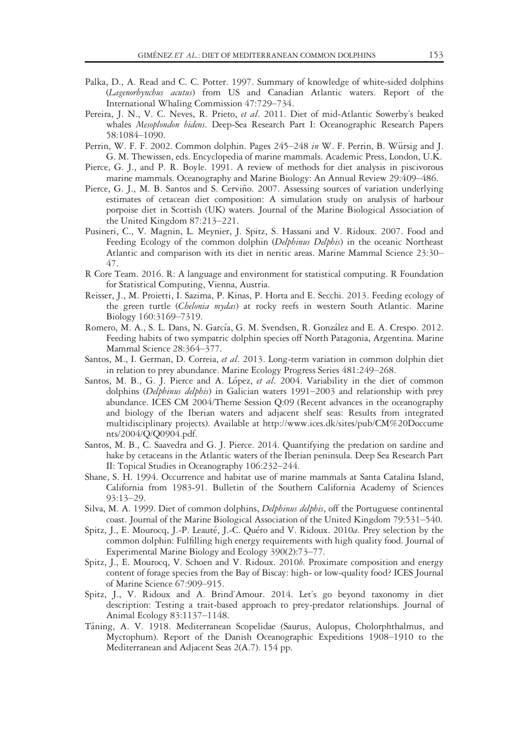Palka, D., A. Read and C. C. Potter. 1997. Summary of knowledge of white-sided dolphins (*Lagenorhynchus acutus*) from US and Canadian Atlantic waters. Report of the International Whaling Commission 47:729–734.

Pereira, J. N., V. C. Neves, R. Prieto, *et al*. 2011. Diet of mid-Atlantic Sowerby's beaked whales *Mesoplondon bidens*. Deep-Sea Research Part I: Oceanographic Research Papers 58:1084–1090.

Perrin, W. F. F. 2002. Common dolphin. Pages 245–248 *in* W. F. Perrin, B. Würsig and J. G. M. Thewissen, eds. Encyclopedia of marine mammals. Academic Press, London, U.K.

Pierce, G. J., and P. R. Boyle. 1991. A review of methods for diet analysis in piscivorous marine mammals. Oceanography and Marine Biology: An Annual Review 29:409–486.

Pierce, G. J., M. B. Santos and S. Cerviño. 2007. Assessing sources of variation underlying estimates of cetacean diet composition: A simulation study on analysis of harbour porpoise diet in Scottish (UK) waters. Journal of the Marine Biological Association of the United Kingdom 87:213–221.

Pusineri, C., V. Magnin, L. Meynier, J. Spitz, S. Hassani and V. Ridoux. 2007. Food and Feeding Ecology of the common dolphin (*Delphinus Delphis*) in the oceanic Northeast Atlantic and comparison with its diet in neritic areas. Marine Mammal Science 23:30–47.

R Core Team. 2016. R: A language and environment for statistical computing. R Foundation for Statistical Computing, Vienna, Austria.

Reisser, J., M. Proietti, I. Sazima, P. Kinas, P. Horta and E. Secchi. 2013. Feeding ecology of the green turtle (*Chelonia mydas*) at rocky reefs in western South Atlantic. Marine Biology 160:3169–7319.

Romero, M. A., S. L. Dans, N. García, G. M. Svendsen, R. González and E. A. Crespo. 2012. Feeding habits of two sympatric dolphin species off North Patagonia, Argentina. Marine Mammal Science 28:364–377.

Santos, M., I. German, D. Correia, *et al*. 2013. Long-term variation in common dolphin diet in relation to prey abundance. Marine Ecology Progress Series 481:249–268.

Santos, M. B., G. J. Pierce and A. López, *et al*. 2004. Variability in the diet of common dolphins (*Delphinus delphis*) in Galician waters 1991–2003 and relationship with prey abundance. ICES CM 2004/Theme Session Q:09 (Recent advances in the oceanography and biology of the Iberian waters and adjacent shelf seas: Results from integrated multidisciplinary projects). Available at http://www.ices.dk/sites/pub/CM%20Doccuments/2004/Q/Q0904.pdf.

Santos, M. B., C. Saavedra and G. J. Pierce. 2014. Quantifying the predation on sardine and hake by cetaceans in the Atlantic waters of the Iberian peninsula. Deep Sea Research Part II: Topical Studies in Oceanography 106:232–244.

Shane, S. H. 1994. Occurrence and habitat use of marine mammals at Santa Catalina Island, California from 1983-91. Bulletin of the Southern California Academy of Sciences 93:13–29.

Silva, M. A. 1999. Diet of common dolphins, *Delphinus delphis*, off the Portuguese continental coast. Journal of the Marine Biological Association of the United Kingdom 79:531–540.

Spitz, J., E. Mourocq, J.-P. Leauté, J.-C. Quéro and V. Ridoux. 2010*a*. Prey selection by the common dolphin: Fulfilling high energy requirements with high quality food. Journal of Experimental Marine Biology and Ecology 390(2):73–77.

Spitz, J., E. Mourocq, V. Schoen and V. Ridoux. 2010*b*. Proximate composition and energy content of forage species from the Bay of Biscay: high- or low-quality food? ICES Journal of Marine Science 67:909–915.

Spitz, J., V. Ridoux and A. Brind'Amour. 2014. Let's go beyond taxonomy in diet description: Testing a trait-based approach to prey-predator relationships. Journal of Animal Ecology 83:1137–1148.

Tåning, A. V. 1918. Mediterranean Scopelidae (Saurus, Aulopus, Cholorphthalmus, and Myctophum). Report of the Danish Oceanographic Expeditions 1908–1910 to the Mediterranean and Adjacent Seas 2(A.7). 154 pp.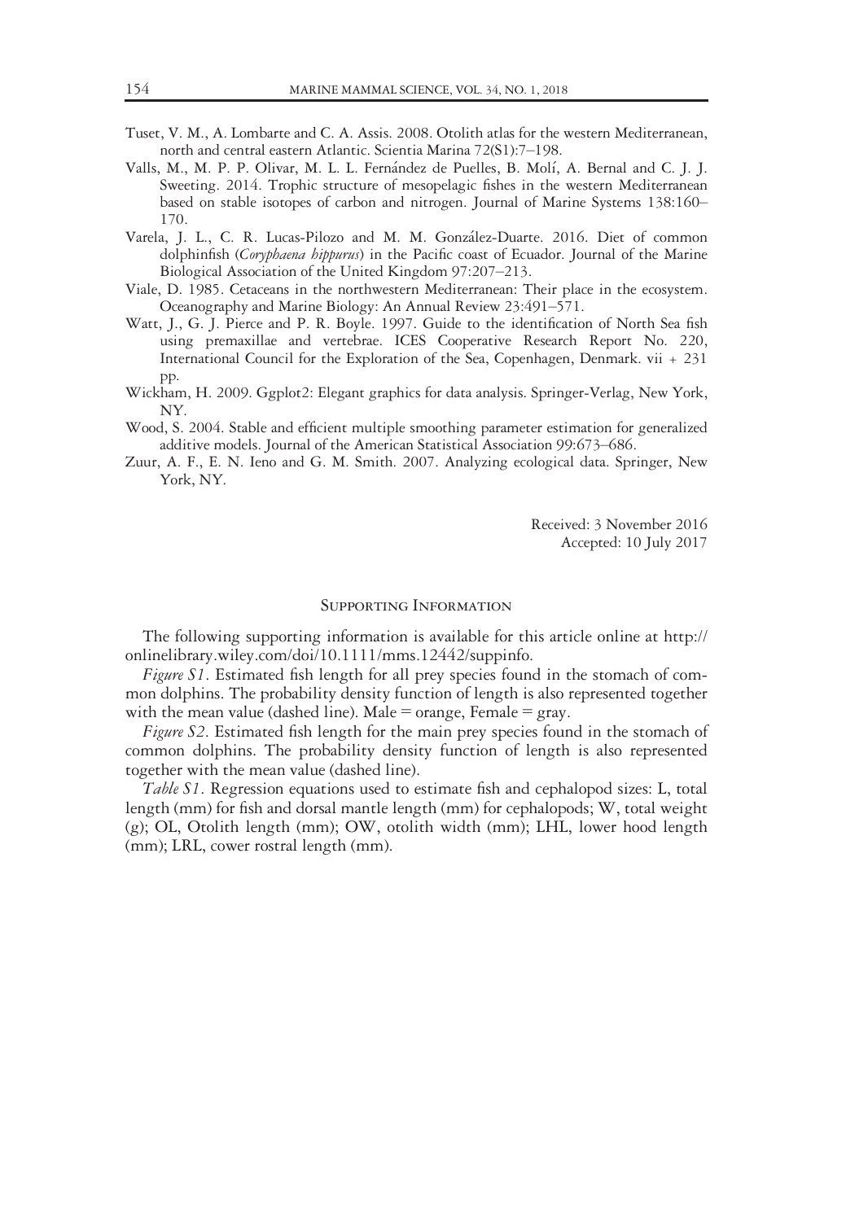Tuset, V. M., A. Lombarte and C. A. Assis. 2008. Otolith atlas for the western Mediterranean, north and central eastern Atlantic. Scientia Marina 72(S1):7–198.

Valls, M., M. P. P. Olivar, M. L. L. Fernández de Puelles, B. Molí, A. Bernal and C. J. J. Sweeting. 2014. Trophic structure of mesopelagic fishes in the western Mediterranean based on stable isotopes of carbon and nitrogen. Journal of Marine Systems 138:160–170.

Varela, J. L., C. R. Lucas-Pilozo and M. M. González-Duarte. 2016. Diet of common dolphinfish (*Coryphaena hippurus*) in the Pacific coast of Ecuador. Journal of the Marine Biological Association of the United Kingdom 97:207–213.

Viale, D. 1985. Cetaceans in the northwestern Mediterranean: Their place in the ecosystem. Oceanography and Marine Biology: An Annual Review 23:491–571.

Watt, J., G. J. Pierce and P. R. Boyle. 1997. Guide to the identification of North Sea fish using premaxillae and vertebrae. ICES Cooperative Research Report No. 220, International Council for the Exploration of the Sea, Copenhagen, Denmark. vii + 231 pp.

Wickham, H. 2009. Ggplot2: Elegant graphics for data analysis. Springer-Verlag, New York, NY.

Wood, S. 2004. Stable and efficient multiple smoothing parameter estimation for generalized additive models. Journal of the American Statistical Association 99:673–686.

Zuur, A. F., E. N. Ieno and G. M. Smith. 2007. Analyzing ecological data. Springer, New York, NY.

Received: 3 November 2016
Accepted: 10 July 2017

## Supporting Information

The following supporting information is available for this article online at http://onlinelibrary.wiley.com/doi/10.1111/mms.12442/suppinfo.

*Figure S1*. Estimated fish length for all prey species found in the stomach of common dolphins. The probability density function of length is also represented together with the mean value (dashed line). Male = orange, Female = gray.

*Figure S2*. Estimated fish length for the main prey species found in the stomach of common dolphins. The probability density function of length is also represented together with the mean value (dashed line).

*Table S1*. Regression equations used to estimate fish and cephalopod sizes: L, total length (mm) for fish and dorsal mantle length (mm) for cephalopods; W, total weight (g); OL, Otolith length (mm); OW, otolith width (mm); LHL, lower hood length (mm); LRL, cower rostral length (mm).